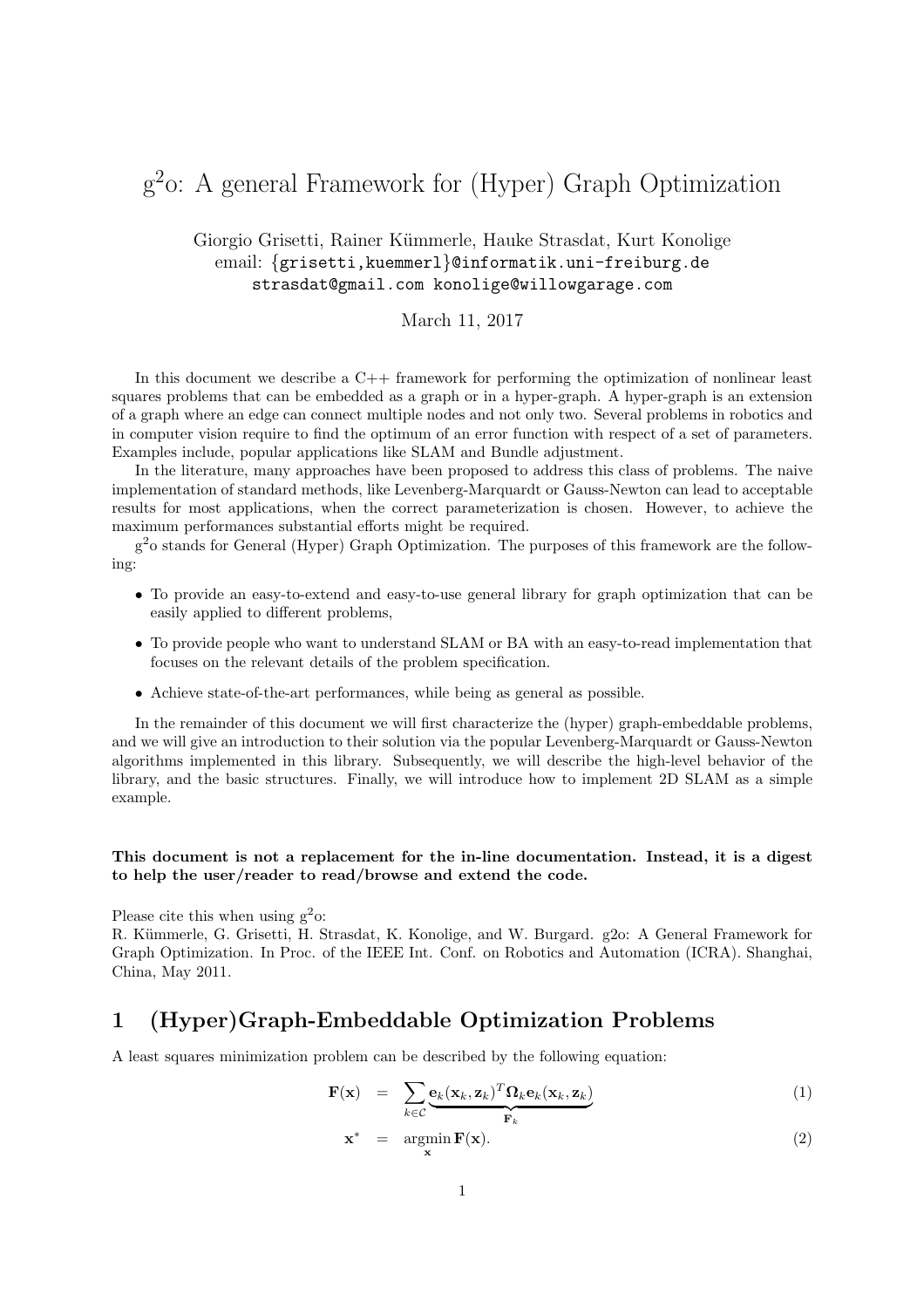# $g^2o$: A general Framework for (Hyper) Graph Optimization

Giorgio Grisetti, Rainer Kümmerle, Hauke Strasdat, Kurt Konolige
email: {grisetti,kuemmerl}@informatik.uni-freiburg.de
strasdat@gmail.com konolige@willowgarage.com

March 11, 2017

In this document we describe a C++ framework for performing the optimization of nonlinear least squares problems that can be embedded as a graph or in a hyper-graph. A hyper-graph is an extension of a graph where an edge can connect multiple nodes and not only two. Several problems in robotics and in computer vision require to find the optimum of an error function with respect of a set of parameters. Examples include, popular applications like SLAM and Bundle adjustment.

In the literature, many approaches have been proposed to address this class of problems. The naive implementation of standard methods, like Levenberg-Marquardt or Gauss-Newton can lead to acceptable results for most applications, when the correct parameterization is chosen. However, to achieve the maximum performances substantial efforts might be required.

$g^2o$ stands for General (Hyper) Graph Optimization. The purposes of this framework are the following:

- To provide an easy-to-extend and easy-to-use general library for graph optimization that can be easily applied to different problems,
- To provide people who want to understand SLAM or BA with an easy-to-read implementation that focuses on the relevant details of the problem specification.
- Achieve state-of-the-art performances, while being as general as possible.

In the remainder of this document we will first characterize the (hyper) graph-embeddable problems, and we will give an introduction to their solution via the popular Levenberg-Marquardt or Gauss-Newton algorithms implemented in this library. Subsequently, we will describe the high-level behavior of the library, and the basic structures. Finally, we will introduce how to implement 2D SLAM as a simple example.

**This document is not a replacement for the in-line documentation. Instead, it is a digest to help the user/reader to read/browse and extend the code.**

Please cite this when using $g^2o$:
R. Kümmerle, G. Grisetti, H. Strasdat, K. Konolige, and W. Burgard. g2o: A General Framework for Graph Optimization. In Proc. of the IEEE Int. Conf. on Robotics and Automation (ICRA). Shanghai, China, May 2011.

## 1 (Hyper)Graph-Embeddable Optimization Problems

A least squares minimization problem can be described by the following equation:

$$\mathbf{F}(\mathbf{x}) = \sum_{k \in \mathcal{C}} \underbrace{\mathbf{e}_k(\mathbf{x}_k, \mathbf{z}_k)^T \boldsymbol{\Omega}_k \mathbf{e}_k(\mathbf{x}_k, \mathbf{z}_k)}_{\mathbf{F}_k} \tag{1}$$

$$\mathbf{x}^* = \underset{\mathbf{x}}{\operatorname{argmin}}\, \mathbf{F}(\mathbf{x}). \tag{2}$$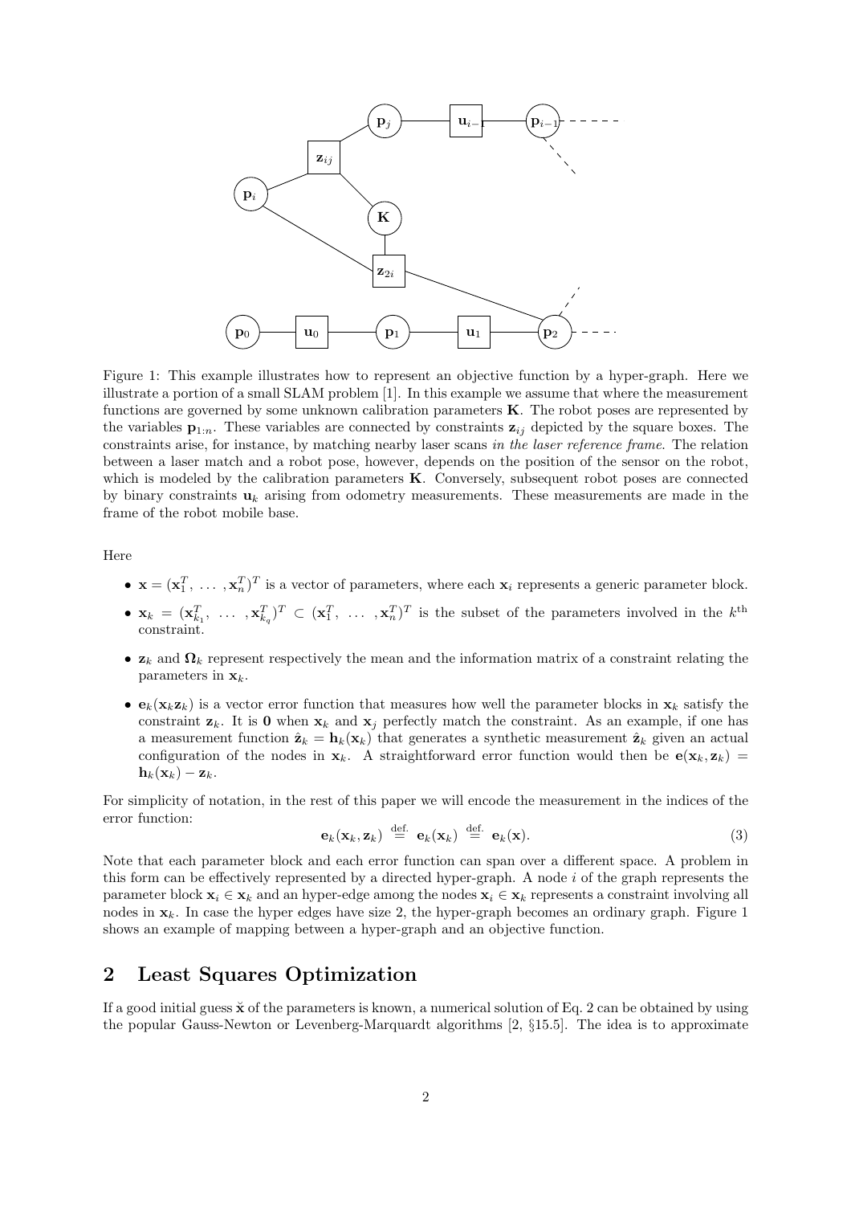Figure 1: This example illustrates how to represent an objective function by a hyper-graph. Here we illustrate a portion of a small SLAM problem [1]. In this example we assume that where the measurement functions are governed by some unknown calibration parameters $\mathbf{K}$. The robot poses are represented by the variables $\mathbf{p}_{1:n}$. These variables are connected by constraints $\mathbf{z}_{ij}$ depicted by the square boxes. The constraints arise, for instance, by matching nearby laser scans *in the laser reference frame*. The relation between a laser match and a robot pose, however, depends on the position of the sensor on the robot, which is modeled by the calibration parameters $\mathbf{K}$. Conversely, subsequent robot poses are connected by binary constraints $\mathbf{u}_k$ arising from odometry measurements. These measurements are made in the frame of the robot mobile base.

Here

- $\mathbf{x} = (\mathbf{x}_1^T, \ \dots \ ,\mathbf{x}_n^T)^T$ is a vector of parameters, where each $\mathbf{x}_i$ represents a generic parameter block.
- $\mathbf{x}_k = (\mathbf{x}_{k_1}^T, \ \dots \ ,\mathbf{x}_{k_q}^T)^T \subset (\mathbf{x}_1^T, \ \dots \ ,\mathbf{x}_n^T)^T$ is the subset of the parameters involved in the $k^{\text{th}}$ constraint.
- $\mathbf{z}_k$ and $\mathbf{\Omega}_k$ represent respectively the mean and the information matrix of a constraint relating the parameters in $\mathbf{x}_k$.
- $\mathbf{e}_k(\mathbf{x}_k \mathbf{z}_k)$ is a vector error function that measures how well the parameter blocks in $\mathbf{x}_k$ satisfy the constraint $\mathbf{z}_k$. It is $\mathbf{0}$ when $\mathbf{x}_k$ and $\mathbf{x}_j$ perfectly match the constraint. As an example, if one has a measurement function $\hat{\mathbf{z}}_k = \mathbf{h}_k(\mathbf{x}_k)$ that generates a synthetic measurement $\hat{\mathbf{z}}_k$ given an actual configuration of the nodes in $\mathbf{x}_k$. A straightforward error function would then be $\mathbf{e}(\mathbf{x}_k, \mathbf{z}_k) = \mathbf{h}_k(\mathbf{x}_k) - \mathbf{z}_k$.

For simplicity of notation, in the rest of this paper we will encode the measurement in the indices of the error function:

$$\mathbf{e}_k(\mathbf{x}_k, \mathbf{z}_k) \ \stackrel{\text{def.}}{=} \ \mathbf{e}_k(\mathbf{x}_k) \ \stackrel{\text{def.}}{=} \ \mathbf{e}_k(\mathbf{x}). \tag{3}$$

Note that each parameter block and each error function can span over a different space. A problem in this form can be effectively represented by a directed hyper-graph. A node $i$ of the graph represents the parameter block $\mathbf{x}_i \in \mathbf{x}_k$ and an hyper-edge among the nodes $\mathbf{x}_i \in \mathbf{x}_k$ represents a constraint involving all nodes in $\mathbf{x}_k$. In case the hyper edges have size 2, the hyper-graph becomes an ordinary graph. Figure 1 shows an example of mapping between a hyper-graph and an objective function.

## 2 Least Squares Optimization

If a good initial guess $\breve{\mathbf{x}}$ of the parameters is known, a numerical solution of Eq. 2 can be obtained by using the popular Gauss-Newton or Levenberg-Marquardt algorithms [2, §15.5]. The idea is to approximate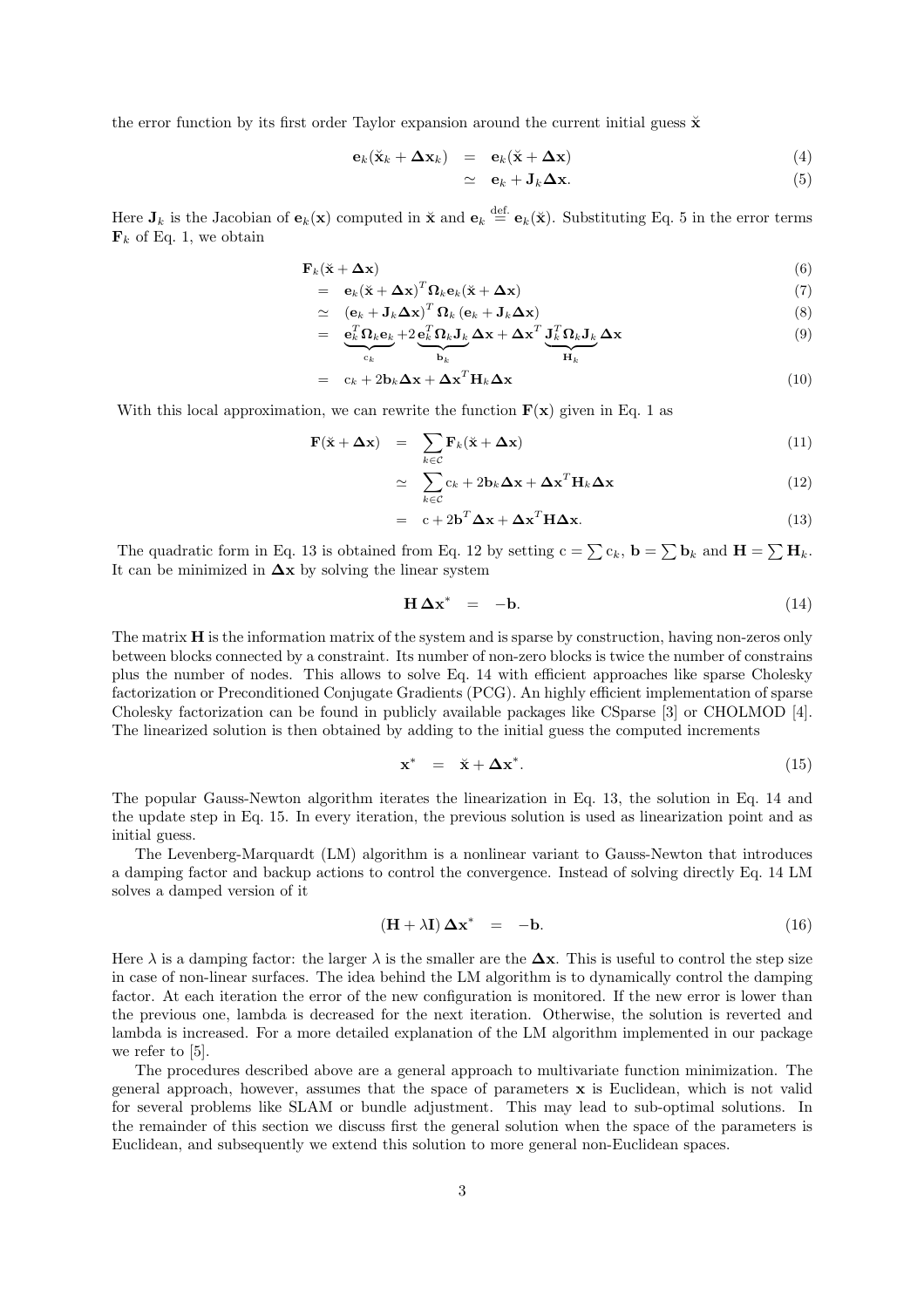the error function by its first order Taylor expansion around the current initial guess $\breve{\mathbf{x}}$

$$
\begin{aligned}
\mathbf{e}_k(\breve{\mathbf{x}}_k + \mathbf{\Delta x}_k) &= \mathbf{e}_k(\breve{\mathbf{x}} + \mathbf{\Delta x}) && (4)\\
&\simeq \mathbf{e}_k + \mathbf{J}_k \mathbf{\Delta x}. && (5)
\end{aligned}
$$

Here $\mathbf{J}_k$ is the Jacobian of $\mathbf{e}_k(\mathbf{x})$ computed in $\breve{\mathbf{x}}$ and $\mathbf{e}_k \stackrel{\text{def.}}{=} \mathbf{e}_k(\breve{\mathbf{x}})$. Substituting Eq. 5 in the error terms $\mathbf{F}_k$ of Eq. 1, we obtain

$$
\begin{aligned}
&\mathbf{F}_k(\breve{\mathbf{x}} + \mathbf{\Delta x}) && (6)\\
&= \mathbf{e}_k(\breve{\mathbf{x}} + \mathbf{\Delta x})^T \mathbf{\Omega}_k \mathbf{e}_k(\breve{\mathbf{x}} + \mathbf{\Delta x}) && (7)\\
&\simeq (\mathbf{e}_k + \mathbf{J}_k \mathbf{\Delta x})^T \mathbf{\Omega}_k (\mathbf{e}_k + \mathbf{J}_k \mathbf{\Delta x}) && (8)\\
&= \underbrace{\mathbf{e}_k^T \mathbf{\Omega}_k \mathbf{e}_k}_{\mathrm{c}_k} + 2 \underbrace{\mathbf{e}_k^T \mathbf{\Omega}_k \mathbf{J}_k}_{\mathbf{b}_k} \mathbf{\Delta x} + \mathbf{\Delta x}^T \underbrace{\mathbf{J}_k^T \mathbf{\Omega}_k \mathbf{J}_k}_{\mathbf{H}_k} \mathbf{\Delta x} && (9)\\
&= \mathrm{c}_k + 2\mathbf{b}_k \mathbf{\Delta x} + \mathbf{\Delta x}^T \mathbf{H}_k \mathbf{\Delta x} && (10)
\end{aligned}
$$

With this local approximation, we can rewrite the function $\mathbf{F}(\mathbf{x})$ given in Eq. 1 as

$$
\begin{aligned}
\mathbf{F}(\breve{\mathbf{x}} + \mathbf{\Delta x}) &= \sum_{k \in \mathcal{C}} \mathbf{F}_k(\breve{\mathbf{x}} + \mathbf{\Delta x}) && (11)\\
&\simeq \sum_{k \in \mathcal{C}} \mathrm{c}_k + 2\mathbf{b}_k \mathbf{\Delta x} + \mathbf{\Delta x}^T \mathbf{H}_k \mathbf{\Delta x} && (12)\\
&= \mathrm{c} + 2\mathbf{b}^T \mathbf{\Delta x} + \mathbf{\Delta x}^T \mathbf{H} \mathbf{\Delta x}. && (13)
\end{aligned}
$$

The quadratic form in Eq. 13 is obtained from Eq. 12 by setting $\mathrm{c} = \sum \mathrm{c}_k$, $\mathbf{b} = \sum \mathbf{b}_k$ and $\mathbf{H} = \sum \mathbf{H}_k$. It can be minimized in $\mathbf{\Delta x}$ by solving the linear system

$$
\mathbf{H}\,\mathbf{\Delta x}^* = -\mathbf{b}. \qquad (14)
$$

The matrix $\mathbf{H}$ is the information matrix of the system and is sparse by construction, having non-zeros only between blocks connected by a constraint. Its number of non-zero blocks is twice the number of constrains plus the number of nodes. This allows to solve Eq. 14 with efficient approaches like sparse Cholesky factorization or Preconditioned Conjugate Gradients (PCG). An highly efficient implementation of sparse Cholesky factorization can be found in publicly available packages like CSparse [3] or CHOLMOD [4]. The linearized solution is then obtained by adding to the initial guess the computed increments

$$
\mathbf{x}^* = \breve{\mathbf{x}} + \mathbf{\Delta x}^*. \qquad (15)
$$

The popular Gauss-Newton algorithm iterates the linearization in Eq. 13, the solution in Eq. 14 and the update step in Eq. 15. In every iteration, the previous solution is used as linearization point and as initial guess.

The Levenberg-Marquardt (LM) algorithm is a nonlinear variant to Gauss-Newton that introduces a damping factor and backup actions to control the convergence. Instead of solving directly Eq. 14 LM solves a damped version of it

$$
(\mathbf{H} + \lambda \mathbf{I})\,\mathbf{\Delta x}^* = -\mathbf{b}. \qquad (16)
$$

Here $\lambda$ is a damping factor: the larger $\lambda$ is the smaller are the $\mathbf{\Delta x}$. This is useful to control the step size in case of non-linear surfaces. The idea behind the LM algorithm is to dynamically control the damping factor. At each iteration the error of the new configuration is monitored. If the new error is lower than the previous one, lambda is decreased for the next iteration. Otherwise, the solution is reverted and lambda is increased. For a more detailed explanation of the LM algorithm implemented in our package we refer to [5].

The procedures described above are a general approach to multivariate function minimization. The general approach, however, assumes that the space of parameters $\mathbf{x}$ is Euclidean, which is not valid for several problems like SLAM or bundle adjustment. This may lead to sub-optimal solutions. In the remainder of this section we discuss first the general solution when the space of the parameters is Euclidean, and subsequently we extend this solution to more general non-Euclidean spaces.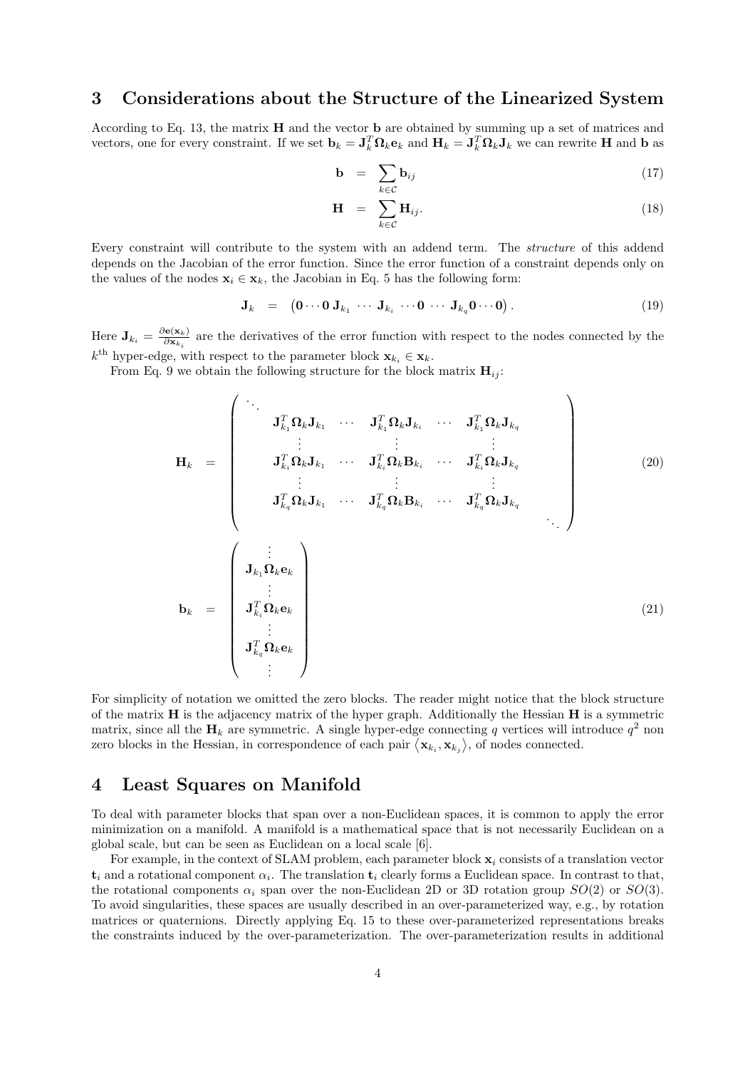## 3 Considerations about the Structure of the Linearized System

According to Eq. 13, the matrix $\mathbf{H}$ and the vector $\mathbf{b}$ are obtained by summing up a set of matrices and vectors, one for every constraint. If we set $\mathbf{b}_k = \mathbf{J}_k^T \boldsymbol{\Omega}_k \mathbf{e}_k$ and $\mathbf{H}_k = \mathbf{J}_k^T \boldsymbol{\Omega}_k \mathbf{J}_k$ we can rewrite $\mathbf{H}$ and $\mathbf{b}$ as

$$
\begin{aligned}
\mathbf{b} &= \sum_{k \in \mathcal{C}} \mathbf{b}_{ij} &\quad (17)\\
\mathbf{H} &= \sum_{k \in \mathcal{C}} \mathbf{H}_{ij}. &\quad (18)
\end{aligned}
$$

Every constraint will contribute to the system with an addend term. The *structure* of this addend depends on the Jacobian of the error function. Since the error function of a constraint depends only on the values of the nodes $\mathbf{x}_i \in \mathbf{x}_k$, the Jacobian in Eq. 5 has the following form:

$$
\mathbf{J}_k = \begin{pmatrix} \mathbf{0} \cdots \mathbf{0}\ \mathbf{J}_{k_1}\ \cdots\ \mathbf{J}_{k_i}\ \cdots \mathbf{0}\ \cdots\ \mathbf{J}_{k_q} \mathbf{0} \cdots \mathbf{0} \end{pmatrix}. \quad (19)
$$

Here $\mathbf{J}_{k_i} = \frac{\partial \mathbf{e}(\mathbf{x}_k)}{\partial \mathbf{x}_{k_i}}$ are the derivatives of the error function with respect to the nodes connected by the $k^{\text{th}}$ hyper-edge, with respect to the parameter block $\mathbf{x}_{k_i} \in \mathbf{x}_k$.

From Eq. 9 we obtain the following structure for the block matrix $\mathbf{H}_{ij}$:

$$
\mathbf{H}_k = \begin{pmatrix}
\ddots & & & & & & \\
& \mathbf{J}_{k_1}^T \boldsymbol{\Omega}_k \mathbf{J}_{k_1} & \cdots & \mathbf{J}_{k_1}^T \boldsymbol{\Omega}_k \mathbf{J}_{k_i} & \cdots & \mathbf{J}_{k_1}^T \boldsymbol{\Omega}_k \mathbf{J}_{k_q} & \\
& \vdots & & \vdots & & \vdots & \\
& \mathbf{J}_{k_i}^T \boldsymbol{\Omega}_k \mathbf{J}_{k_1} & \cdots & \mathbf{J}_{k_i}^T \boldsymbol{\Omega}_k \mathbf{B}_{k_i} & \cdots & \mathbf{J}_{k_i}^T \boldsymbol{\Omega}_k \mathbf{J}_{k_q} & \\
& \vdots & & \vdots & & \vdots & \\
& \mathbf{J}_{k_q}^T \boldsymbol{\Omega}_k \mathbf{J}_{k_1} & \cdots & \mathbf{J}_{k_q}^T \boldsymbol{\Omega}_k \mathbf{B}_{k_i} & \cdots & \mathbf{J}_{k_q}^T \boldsymbol{\Omega}_k \mathbf{J}_{k_q} & \\
& & & & & & \ddots
\end{pmatrix} \quad (20)
$$

$$
\mathbf{b}_k = \begin{pmatrix}
\vdots \\
\mathbf{J}_{k_1} \boldsymbol{\Omega}_k \mathbf{e}_k \\
\vdots \\
\mathbf{J}_{k_i}^T \boldsymbol{\Omega}_k \mathbf{e}_k \\
\vdots \\
\mathbf{J}_{k_q}^T \boldsymbol{\Omega}_k \mathbf{e}_k \\
\vdots
\end{pmatrix} \quad (21)
$$

For simplicity of notation we omitted the zero blocks. The reader might notice that the block structure of the matrix $\mathbf{H}$ is the adjacency matrix of the hyper graph. Additionally the Hessian $\mathbf{H}$ is a symmetric matrix, since all the $\mathbf{H}_k$ are symmetric. A single hyper-edge connecting $q$ vertices will introduce $q^2$ non zero blocks in the Hessian, in correspondence of each pair $\langle \mathbf{x}_{k_i}, \mathbf{x}_{k_j} \rangle$, of nodes connected.

## 4 Least Squares on Manifold

To deal with parameter blocks that span over a non-Euclidean spaces, it is common to apply the error minimization on a manifold. A manifold is a mathematical space that is not necessarily Euclidean on a global scale, but can be seen as Euclidean on a local scale [6].

For example, in the context of SLAM problem, each parameter block $\mathbf{x}_i$ consists of a translation vector $\mathbf{t}_i$ and a rotational component $\alpha_i$. The translation $\mathbf{t}_i$ clearly forms a Euclidean space. In contrast to that, the rotational components $\alpha_i$ span over the non-Euclidean 2D or 3D rotation group $SO(2)$ or $SO(3)$. To avoid singularities, these spaces are usually described in an over-parameterized way, e.g., by rotation matrices or quaternions. Directly applying Eq. 15 to these over-parameterized representations breaks the constraints induced by the over-parameterization. The over-parameterization results in additional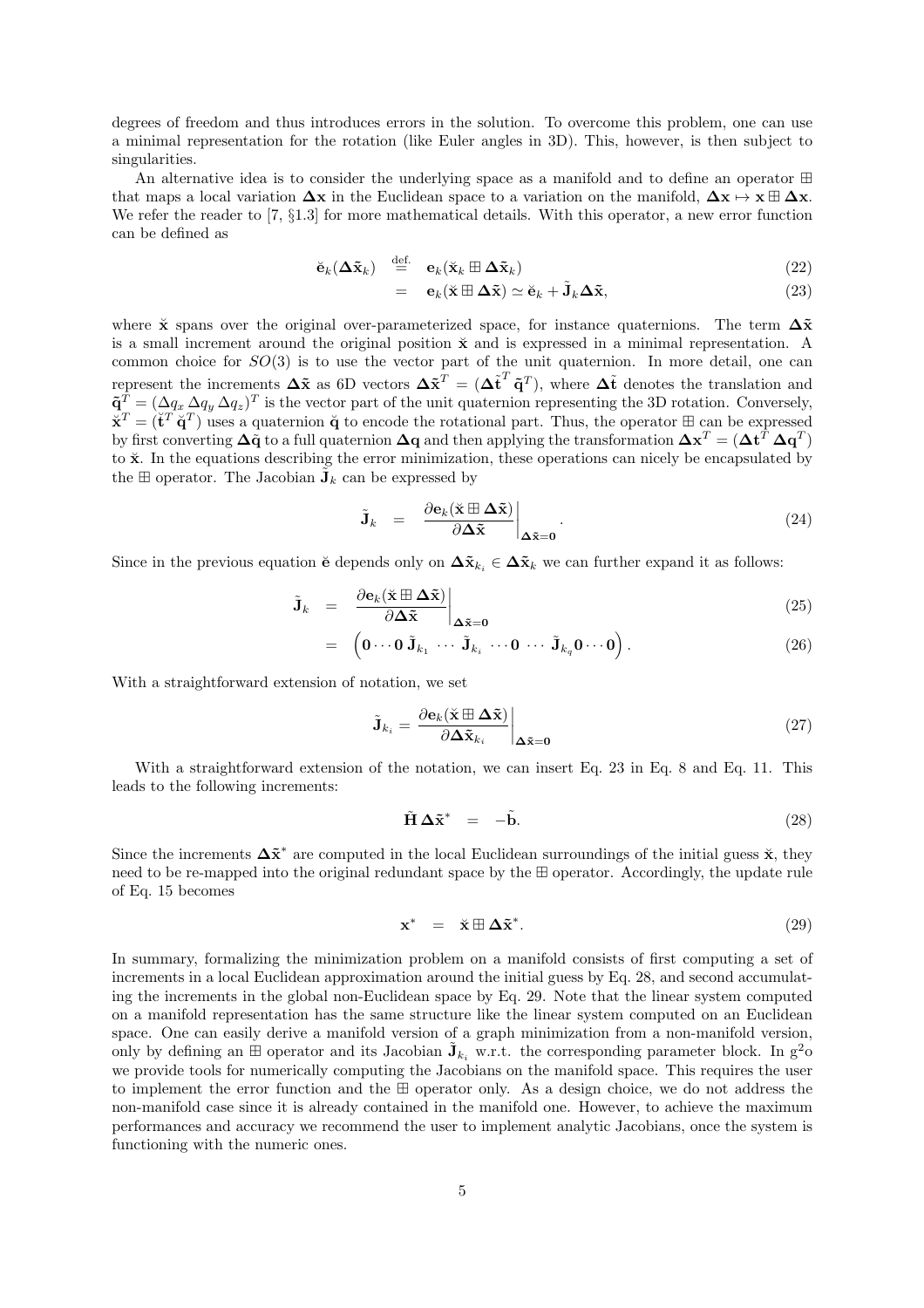degrees of freedom and thus introduces errors in the solution. To overcome this problem, one can use a minimal representation for the rotation (like Euler angles in 3D). This, however, is then subject to singularities.

An alternative idea is to consider the underlying space as a manifold and to define an operator $\boxplus$ that maps a local variation $\mathbf{\Delta x}$ in the Euclidean space to a variation on the manifold, $\mathbf{\Delta x} \mapsto \mathbf{x} \boxplus \mathbf{\Delta x}$. We refer the reader to [7, §1.3] for more mathematical details. With this operator, a new error function can be defined as

$$\breve{\mathbf{e}}_k(\mathbf{\Delta\tilde{x}}_k) \quad \stackrel{\text{def.}}{=} \quad \mathbf{e}_k(\breve{\mathbf{x}}_k \boxplus \mathbf{\Delta\tilde{x}}_k) \tag{22}$$

$$= \quad \mathbf{e}_k(\breve{\mathbf{x}} \boxplus \mathbf{\Delta\tilde{x}}) \simeq \breve{\mathbf{e}}_k + \tilde{\mathbf{J}}_k \mathbf{\Delta\tilde{x}}, \tag{23}$$

where $\breve{\mathbf{x}}$ spans over the original over-parameterized space, for instance quaternions. The term $\mathbf{\Delta\tilde{x}}$ is a small increment around the original position $\breve{\mathbf{x}}$ and is expressed in a minimal representation. A common choice for $SO(3)$ is to use the vector part of the unit quaternion. In more detail, one can represent the increments $\mathbf{\Delta\tilde{x}}$ as 6D vectors $\mathbf{\Delta\tilde{x}}^T = (\mathbf{\Delta\tilde{t}}^T \; \tilde{\mathbf{q}}^T)$, where $\mathbf{\Delta\tilde{t}}$ denotes the translation and $\tilde{\mathbf{q}}^T = (\Delta q_x \, \Delta q_y \, \Delta q_z)^T$ is the vector part of the unit quaternion representing the 3D rotation. Conversely, $\breve{\mathbf{x}}^T = (\breve{\mathbf{t}}^T \; \breve{\mathbf{q}}^T)$ uses a quaternion $\breve{\mathbf{q}}$ to encode the rotational part. Thus, the operator $\boxplus$ can be expressed by first converting $\mathbf{\Delta\tilde{q}}$ to a full quaternion $\mathbf{\Delta q}$ and then applying the transformation $\mathbf{\Delta x}^T = (\mathbf{\Delta t}^T \; \mathbf{\Delta q}^T)$ to $\breve{\mathbf{x}}$. In the equations describing the error minimization, these operations can nicely be encapsulated by the $\boxplus$ operator. The Jacobian $\tilde{\mathbf{J}}_k$ can be expressed by

$$\tilde{\mathbf{J}}_k \quad = \quad \left.\frac{\partial \mathbf{e}_k(\breve{\mathbf{x}} \boxplus \mathbf{\Delta\tilde{x}})}{\partial \mathbf{\Delta\tilde{x}}}\right|_{\mathbf{\Delta\tilde{x}}=\mathbf{0}}. \tag{24}$$

Since in the previous equation $\breve{\mathbf{e}}$ depends only on $\mathbf{\Delta\tilde{x}}_{k_i} \in \mathbf{\Delta\tilde{x}}_k$ we can further expand it as follows:

$$\tilde{\mathbf{J}}_k \quad = \quad \left.\frac{\partial \mathbf{e}_k(\breve{\mathbf{x}} \boxplus \mathbf{\Delta\tilde{x}})}{\partial \mathbf{\Delta\tilde{x}}}\right|_{\mathbf{\Delta\tilde{x}}=\mathbf{0}} \tag{25}$$

$$= \quad \left(\mathbf{0} \cdots \mathbf{0} \; \tilde{\mathbf{J}}_{k_1} \; \cdots \; \tilde{\mathbf{J}}_{k_i} \; \cdots \mathbf{0} \; \cdots \; \tilde{\mathbf{J}}_{k_q} \mathbf{0} \cdots \mathbf{0}\right). \tag{26}$$

With a straightforward extension of notation, we set

$$\tilde{\mathbf{J}}_{k_i} = \left.\frac{\partial \mathbf{e}_k(\breve{\mathbf{x}} \boxplus \mathbf{\Delta\tilde{x}})}{\partial \mathbf{\Delta\tilde{x}}_{k_i}}\right|_{\mathbf{\Delta\tilde{x}}=\mathbf{0}} \tag{27}$$

With a straightforward extension of the notation, we can insert Eq. 23 in Eq. 8 and Eq. 11. This leads to the following increments:

$$\tilde{\mathbf{H}} \, \mathbf{\Delta\tilde{x}}^* \quad = \quad -\tilde{\mathbf{b}}. \tag{28}$$

Since the increments $\mathbf{\Delta\tilde{x}}^*$ are computed in the local Euclidean surroundings of the initial guess $\breve{\mathbf{x}}$, they need to be re-mapped into the original redundant space by the $\boxplus$ operator. Accordingly, the update rule of Eq. 15 becomes

$$\mathbf{x}^* \quad = \quad \breve{\mathbf{x}} \boxplus \mathbf{\Delta\tilde{x}}^*. \tag{29}$$

In summary, formalizing the minimization problem on a manifold consists of first computing a set of increments in a local Euclidean approximation around the initial guess by Eq. 28, and second accumulating the increments in the global non-Euclidean space by Eq. 29. Note that the linear system computed on a manifold representation has the same structure like the linear system computed on an Euclidean space. One can easily derive a manifold version of a graph minimization from a non-manifold version, only by defining an $\boxplus$ operator and its Jacobian $\tilde{\mathbf{J}}_{k_i}$ w.r.t. the corresponding parameter block. In g$^2$o we provide tools for numerically computing the Jacobians on the manifold space. This requires the user to implement the error function and the $\boxplus$ operator only. As a design choice, we do not address the non-manifold case since it is already contained in the manifold one. However, to achieve the maximum performances and accuracy we recommend the user to implement analytic Jacobians, once the system is functioning with the numeric ones.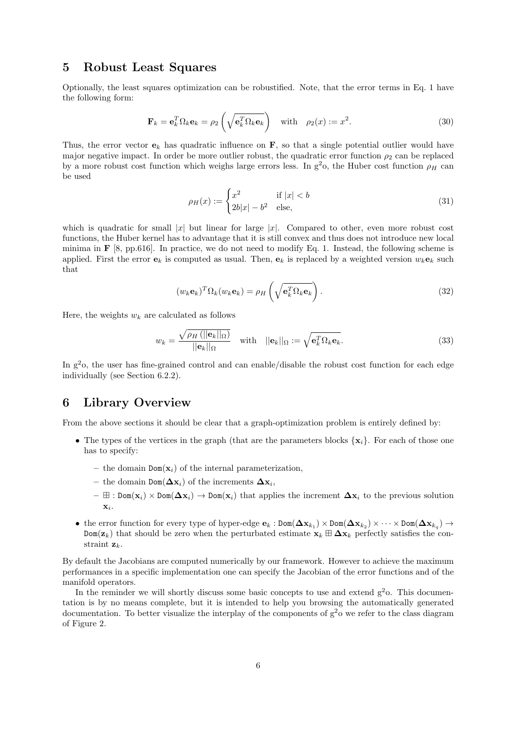## 5 Robust Least Squares

Optionally, the least squares optimization can be robustified. Note, that the error terms in Eq. 1 have the following form:

$$\mathbf{F}_k = \mathbf{e}_k^T \Omega_k \mathbf{e}_k = \rho_2 \left( \sqrt{\mathbf{e}_k^T \Omega_k \mathbf{e}_k} \right) \quad \text{with} \quad \rho_2(x) := x^2. \tag{30}$$

Thus, the error vector $\mathbf{e}_k$ has quadratic influence on $\mathbf{F}$, so that a single potential outlier would have major negative impact. In order be more outlier robust, the quadratic error function $\rho_2$ can be replaced by a more robust cost function which weighs large errors less. In g$^2$o, the Huber cost function $\rho_H$ can be used

$$\rho_H(x) := \begin{cases} x^2 & \text{if } |x| < b \\ 2b|x| - b^2 & \text{else,} \end{cases} \tag{31}$$

which is quadratic for small $|x|$ but linear for large $|x|$. Compared to other, even more robust cost functions, the Huber kernel has to advantage that it is still convex and thus does not introduce new local minima in $\mathbf{F}$ [8, pp.616]. In practice, we do not need to modify Eq. 1. Instead, the following scheme is applied. First the error $\mathbf{e}_k$ is computed as usual. Then, $\mathbf{e}_k$ is replaced by a weighted version $w_k \mathbf{e}_k$ such that

$$(w_k \mathbf{e}_k)^T \Omega_k (w_k \mathbf{e}_k) = \rho_H \left( \sqrt{\mathbf{e}_k^T \Omega_k \mathbf{e}_k} \right). \tag{32}$$

Here, the weights $w_k$ are calculated as follows

$$w_k = \frac{\sqrt{\rho_H \left( ||\mathbf{e}_k||_\Omega \right)}}{||\mathbf{e}_k||_\Omega} \quad \text{with} \quad ||\mathbf{e}_k||_\Omega := \sqrt{\mathbf{e}_k^T \Omega_k \mathbf{e}_k}. \tag{33}$$

In g$^2$o, the user has fine-grained control and can enable/disable the robust cost function for each edge individually (see Section 6.2.2).

## 6 Library Overview

From the above sections it should be clear that a graph-optimization problem is entirely defined by:

- The types of the vertices in the graph (that are the parameters blocks $\{\mathbf{x}_i\}$. For each of those one has to specify:
  - the domain $\texttt{Dom}(\mathbf{x}_i)$ of the internal parameterization,
  - the domain $\texttt{Dom}(\mathbf{\Delta x}_i)$ of the increments $\mathbf{\Delta x}_i$,
  - $\boxplus : \texttt{Dom}(\mathbf{x}_i) \times \texttt{Dom}(\mathbf{\Delta x}_i) \rightarrow \texttt{Dom}(\mathbf{x}_i)$ that applies the increment $\mathbf{\Delta x}_i$ to the previous solution $\mathbf{x}_i$.
- the error function for every type of hyper-edge $\mathbf{e}_k : \texttt{Dom}(\mathbf{\Delta x}_{k_1}) \times \texttt{Dom}(\mathbf{\Delta x}_{k_2}) \times \cdots \times \texttt{Dom}(\mathbf{\Delta x}_{k_q}) \rightarrow \texttt{Dom}(\mathbf{z}_k)$ that should be zero when the perturbated estimate $\mathbf{x}_k \boxplus \mathbf{\Delta x}_k$ perfectly satisfies the constraint $\mathbf{z}_k$.

By default the Jacobians are computed numerically by our framework. However to achieve the maximum performances in a specific implementation one can specify the Jacobian of the error functions and of the manifold operators.

In the reminder we will shortly discuss some basic concepts to use and extend g$^2$o. This documentation is by no means complete, but it is intended to help you browsing the automatically generated documentation. To better visualize the interplay of the components of g$^2$o we refer to the class diagram of Figure 2.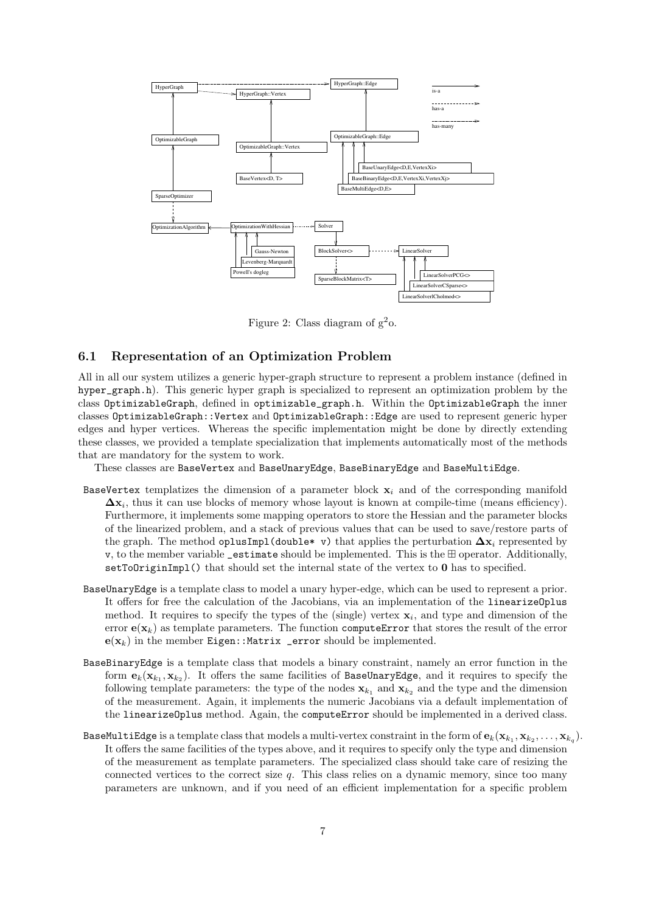Figure 2: Class diagram of g$^2$o.

### 6.1 Representation of an Optimization Problem

All in all our system utilizes a generic hyper-graph structure to represent a problem instance (defined in `hyper_graph.h`). This generic hyper graph is specialized to represent an optimization problem by the class `OptimizableGraph`, defined in `optimizable_graph.h`. Within the `OptimizableGraph` the inner classes `OptimizableGraph::Vertex` and `OptimizableGraph::Edge` are used to represent generic hyper edges and hyper vertices. Whereas the specific implementation might be done by directly extending these classes, we provided a template specialization that implements automatically most of the methods that are mandatory for the system to work.

These classes are `BaseVertex` and `BaseUnaryEdge`, `BaseBinaryEdge` and `BaseMultiEdge`.

`BaseVertex` templatizes the dimension of a parameter block $\mathbf{x}_i$ and of the corresponding manifold $\mathbf{\Delta x}_i$, thus it can use blocks of memory whose layout is known at compile-time (means efficiency). Furthermore, it implements some mapping operators to store the Hessian and the parameter blocks of the linearized problem, and a stack of previous values that can be used to save/restore parts of the graph. The method `oplusImpl(double* v)` that applies the perturbation $\mathbf{\Delta x}_i$ represented by `v`, to the member variable `_estimate` should be implemented. This is the $\boxplus$ operator. Additionally, `setToOriginImpl()` that should set the internal state of the vertex to $\mathbf{0}$ has to specified.

`BaseUnaryEdge` is a template class to model a unary hyper-edge, which can be used to represent a prior. It offers for free the calculation of the Jacobians, via an implementation of the `linearizeOplus` method. It requires to specify the types of the (single) vertex $\mathbf{x}_i$, and type and dimension of the error $\mathbf{e}(\mathbf{x}_k)$ as template parameters. The function `computeError` that stores the result of the error $\mathbf{e}(\mathbf{x}_k)$ in the member `Eigen::Matrix _error` should be implemented.

`BaseBinaryEdge` is a template class that models a binary constraint, namely an error function in the form $\mathbf{e}_k(\mathbf{x}_{k_1}, \mathbf{x}_{k_2})$. It offers the same facilities of `BaseUnaryEdge`, and it requires to specify the following template parameters: the type of the nodes $\mathbf{x}_{k_1}$ and $\mathbf{x}_{k_2}$ and the type and the dimension of the measurement. Again, it implements the numeric Jacobians via a default implementation of the `linearizeOplus` method. Again, the `computeError` should be implemented in a derived class.

`BaseMultiEdge` is a template class that models a multi-vertex constraint in the form of $\mathbf{e}_k(\mathbf{x}_{k_1}, \mathbf{x}_{k_2}, \ldots, \mathbf{x}_{k_q})$. It offers the same facilities of the types above, and it requires to specify only the type and dimension of the measurement as template parameters. The specialized class should take care of resizing the connected vertices to the correct size $q$. This class relies on a dynamic memory, since too many parameters are unknown, and if you need of an efficient implementation for a specific problem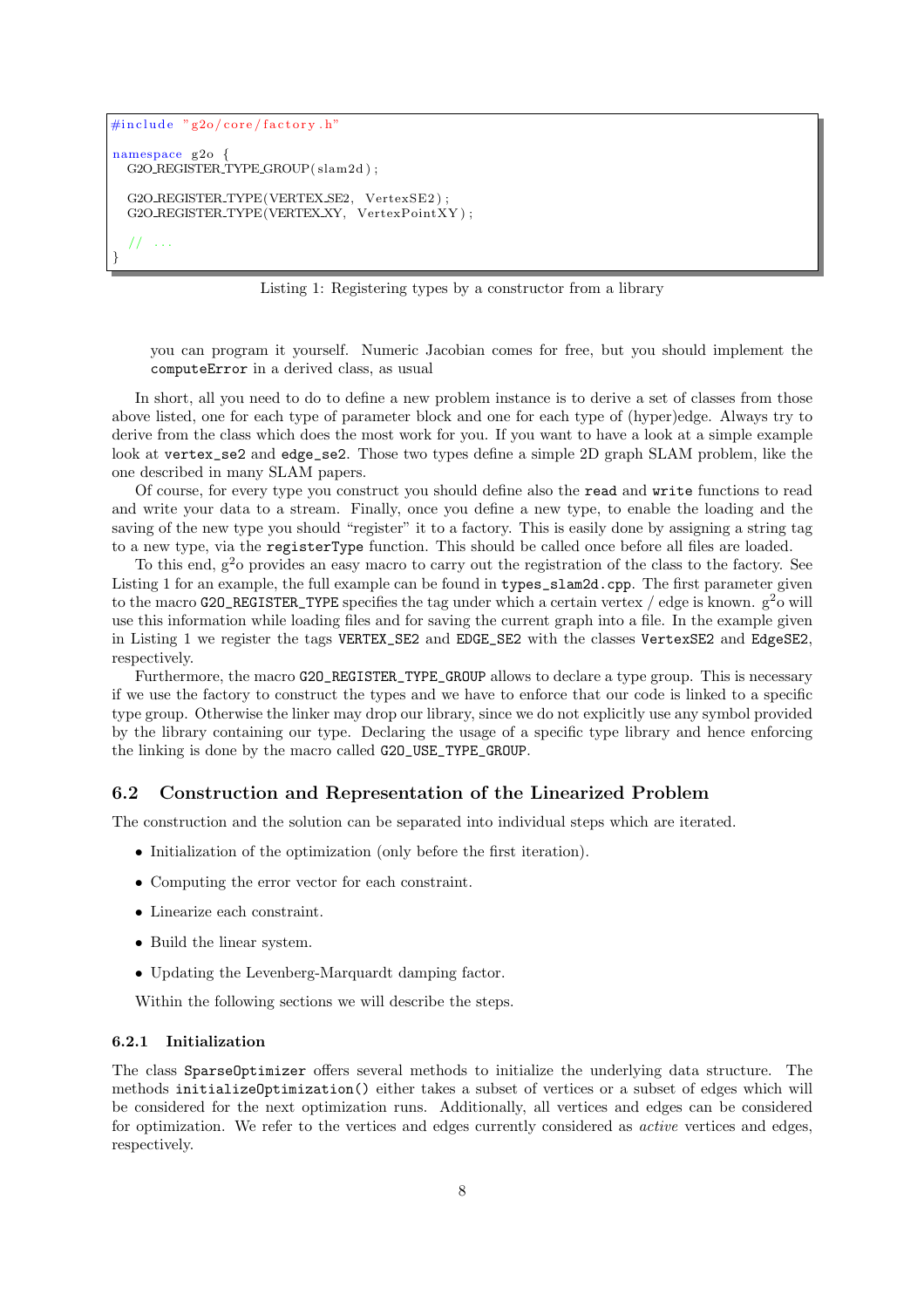```
#include "g2o/core/factory.h"

namespace g2o {
  G2O_REGISTER_TYPE_GROUP(slam2d);

  G2O_REGISTER_TYPE(VERTEX_SE2, VertexSE2);
  G2O_REGISTER_TYPE(VERTEX_XY, VertexPointXY);

  // ...
}
```

Listing 1: Registering types by a constructor from a library

you can program it yourself. Numeric Jacobian comes for free, but you should implement the `computeError` in a derived class, as usual

In short, all you need to do to define a new problem instance is to derive a set of classes from those above listed, one for each type of parameter block and one for each type of (hyper)edge. Always try to derive from the class which does the most work for you. If you want to have a look at a simple example look at `vertex_se2` and `edge_se2`. Those two types define a simple 2D graph SLAM problem, like the one described in many SLAM papers.

Of course, for every type you construct you should define also the `read` and `write` functions to read and write your data to a stream. Finally, once you define a new type, to enable the loading and the saving of the new type you should "register" it to a factory. This is easily done by assigning a string tag to a new type, via the `registerType` function. This should be called once before all files are loaded.

To this end, g$^2$o provides an easy macro to carry out the registration of the class to the factory. See Listing 1 for an example, the full example can be found in `types_slam2d.cpp`. The first parameter given to the macro `G2O_REGISTER_TYPE` specifies the tag under which a certain vertex / edge is known. g$^2$o will use this information while loading files and for saving the current graph into a file. In the example given in Listing 1 we register the tags `VERTEX_SE2` and `EDGE_SE2` with the classes `VertexSE2` and `EdgeSE2`, respectively.

Furthermore, the macro `G2O_REGISTER_TYPE_GROUP` allows to declare a type group. This is necessary if we use the factory to construct the types and we have to enforce that our code is linked to a specific type group. Otherwise the linker may drop our library, since we do not explicitly use any symbol provided by the library containing our type. Declaring the usage of a specific type library and hence enforcing the linking is done by the macro called `G2O_USE_TYPE_GROUP`.

## 6.2 Construction and Representation of the Linearized Problem

The construction and the solution can be separated into individual steps which are iterated.

- Initialization of the optimization (only before the first iteration).
- Computing the error vector for each constraint.
- Linearize each constraint.
- Build the linear system.
- Updating the Levenberg-Marquardt damping factor.

Within the following sections we will describe the steps.

### 6.2.1 Initialization

The class `SparseOptimizer` offers several methods to initialize the underlying data structure. The methods `initializeOptimization()` either takes a subset of vertices or a subset of edges which will be considered for the next optimization runs. Additionally, all vertices and edges can be considered for optimization. We refer to the vertices and edges currently considered as *active* vertices and edges, respectively.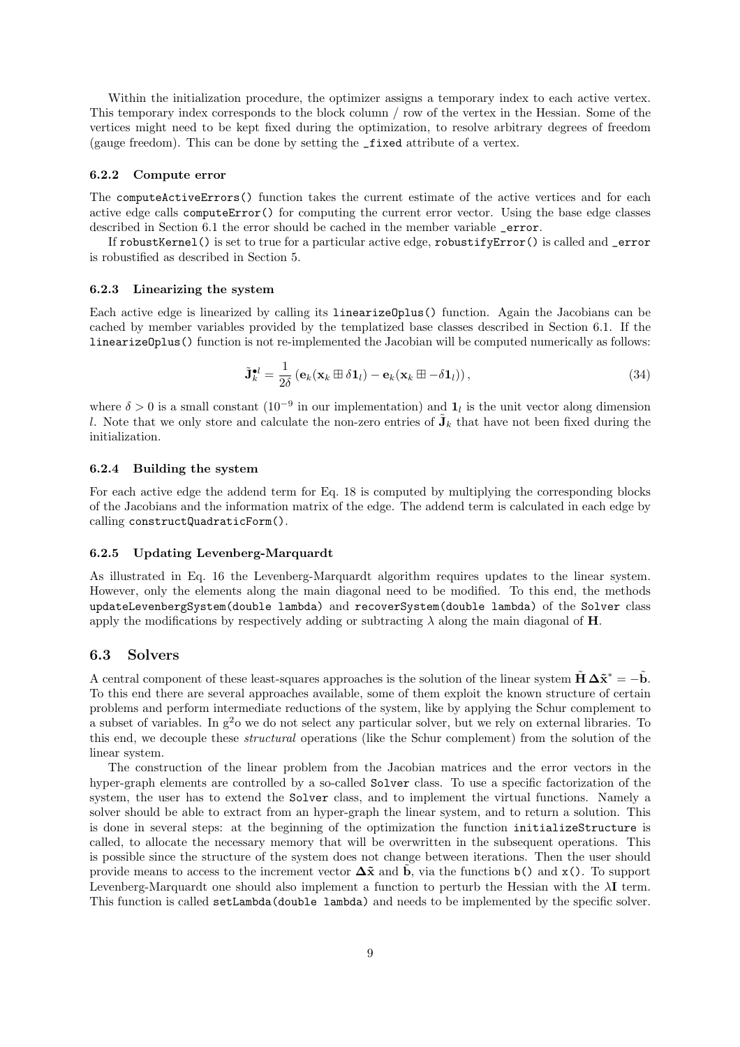Within the initialization procedure, the optimizer assigns a temporary index to each active vertex. This temporary index corresponds to the block column / row of the vertex in the Hessian. Some of the vertices might need to be kept fixed during the optimization, to resolve arbitrary degrees of freedom (gauge freedom). This can be done by setting the `_fixed` attribute of a vertex.

### 6.2.2 Compute error

The `computeActiveErrors()` function takes the current estimate of the active vertices and for each active edge calls `computeError()` for computing the current error vector. Using the base edge classes described in Section 6.1 the error should be cached in the member variable `_error`.

If `robustKernel()` is set to true for a particular active edge, `robustifyError()` is called and `_error` is robustified as described in Section 5.

### 6.2.3 Linearizing the system

Each active edge is linearized by calling its `linearizeOplus()` function. Again the Jacobians can be cached by member variables provided by the templatized base classes described in Section 6.1. If the `linearizeOplus()` function is not re-implemented the Jacobian will be computed numerically as follows:

$$\tilde{\mathbf{J}}_k^{\bullet l} = \frac{1}{2\delta} \left( \mathbf{e}_k(\mathbf{x}_k \boxplus \delta \mathbf{1}_l) - \mathbf{e}_k(\mathbf{x}_k \boxplus -\delta \mathbf{1}_l) \right), \tag{34}$$

where $\delta > 0$ is a small constant ($10^{-9}$ in our implementation) and $\mathbf{1}_l$ is the unit vector along dimension $l$. Note that we only store and calculate the non-zero entries of $\tilde{\mathbf{J}}_k$ that have not been fixed during the initialization.

### 6.2.4 Building the system

For each active edge the addend term for Eq. 18 is computed by multiplying the corresponding blocks of the Jacobians and the information matrix of the edge. The addend term is calculated in each edge by calling `constructQuadraticForm()`.

### 6.2.5 Updating Levenberg-Marquardt

As illustrated in Eq. 16 the Levenberg-Marquardt algorithm requires updates to the linear system. However, only the elements along the main diagonal need to be modified. To this end, the methods `updateLevenbergSystem(double lambda)` and `recoverSystem(double lambda)` of the `Solver` class apply the modifications by respectively adding or subtracting $\lambda$ along the main diagonal of $\mathbf{H}$.

## 6.3 Solvers

A central component of these least-squares approaches is the solution of the linear system $\tilde{\mathbf{H}}\, \boldsymbol{\Delta}\tilde{\mathbf{x}}^* = -\tilde{\mathbf{b}}$. To this end there are several approaches available, some of them exploit the known structure of certain problems and perform intermediate reductions of the system, like by applying the Schur complement to a subset of variables. In g$^2$o we do not select any particular solver, but we rely on external libraries. To this end, we decouple these *structural* operations (like the Schur complement) from the solution of the linear system.

The construction of the linear problem from the Jacobian matrices and the error vectors in the hyper-graph elements are controlled by a so-called `Solver` class. To use a specific factorization of the system, the user has to extend the `Solver` class, and to implement the virtual functions. Namely a solver should be able to extract from an hyper-graph the linear system, and to return a solution. This is done in several steps: at the beginning of the optimization the function `initializeStructure` is called, to allocate the necessary memory that will be overwritten in the subsequent operations. This is possible since the structure of the system does not change between iterations. Then the user should provide means to access to the increment vector $\boldsymbol{\Delta}\tilde{\mathbf{x}}$ and $\tilde{\mathbf{b}}$, via the functions `b()` and `x()`. To support Levenberg-Marquardt one should also implement a function to perturb the Hessian with the $\lambda\mathbf{I}$ term. This function is called `setLambda(double lambda)` and needs to be implemented by the specific solver.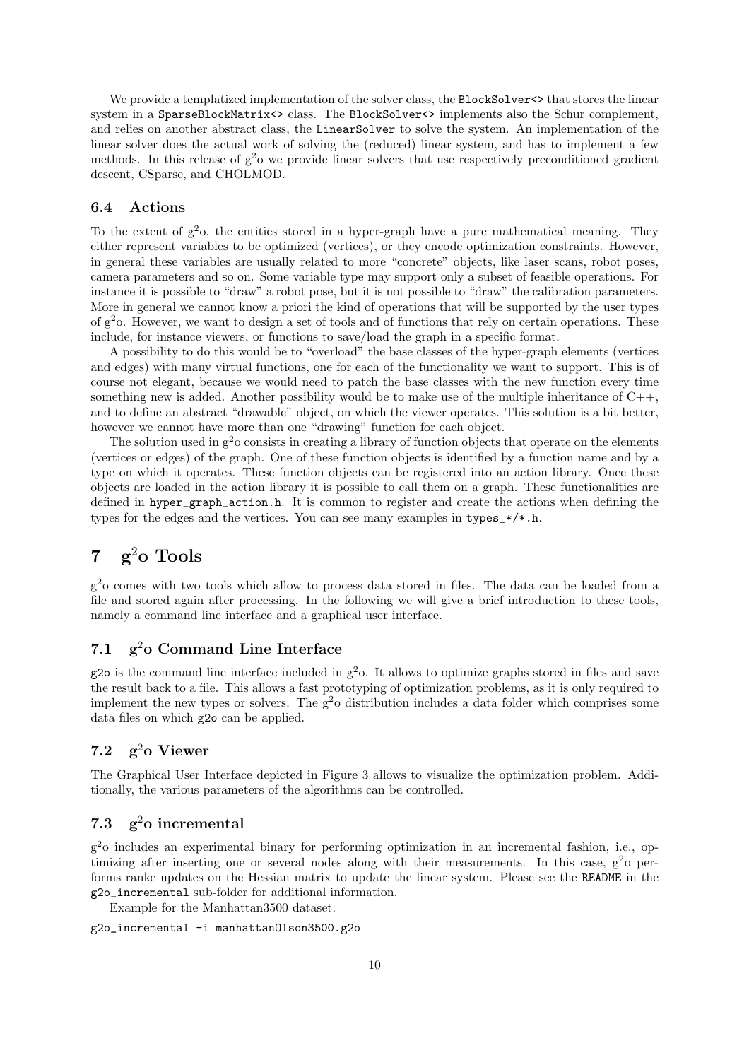We provide a templatized implementation of the solver class, the `BlockSolver<>` that stores the linear system in a `SparseBlockMatrix<>` class. The `BlockSolver<>` implements also the Schur complement, and relies on another abstract class, the `LinearSolver` to solve the system. An implementation of the linear solver does the actual work of solving the (reduced) linear system, and has to implement a few methods. In this release of g$^2$o we provide linear solvers that use respectively preconditioned gradient descent, CSparse, and CHOLMOD.

### 6.4 Actions

To the extent of g$^2$o, the entities stored in a hyper-graph have a pure mathematical meaning. They either represent variables to be optimized (vertices), or they encode optimization constraints. However, in general these variables are usually related to more "concrete" objects, like laser scans, robot poses, camera parameters and so on. Some variable type may support only a subset of feasible operations. For instance it is possible to "draw" a robot pose, but it is not possible to "draw" the calibration parameters. More in general we cannot know a priori the kind of operations that will be supported by the user types of g$^2$o. However, we want to design a set of tools and of functions that rely on certain operations. These include, for instance viewers, or functions to save/load the graph in a specific format.

A possibility to do this would be to "overload" the base classes of the hyper-graph elements (vertices and edges) with many virtual functions, one for each of the functionality we want to support. This is of course not elegant, because we would need to patch the base classes with the new function every time something new is added. Another possibility would be to make use of the multiple inheritance of C++, and to define an abstract "drawable" object, on which the viewer operates. This solution is a bit better, however we cannot have more than one "drawing" function for each object.

The solution used in g$^2$o consists in creating a library of function objects that operate on the elements (vertices or edges) of the graph. One of these function objects is identified by a function name and by a type on which it operates. These function objects can be registered into an action library. Once these objects are loaded in the action library it is possible to call them on a graph. These functionalities are defined in `hyper_graph_action.h`. It is common to register and create the actions when defining the types for the edges and the vertices. You can see many examples in `types_*/*.h`.

# 7 g$^2$o Tools

g$^2$o comes with two tools which allow to process data stored in files. The data can be loaded from a file and stored again after processing. In the following we will give a brief introduction to these tools, namely a command line interface and a graphical user interface.

## 7.1 g$^2$o Command Line Interface

`g2o` is the command line interface included in g$^2$o. It allows to optimize graphs stored in files and save the result back to a file. This allows a fast prototyping of optimization problems, as it is only required to implement the new types or solvers. The g$^2$o distribution includes a data folder which comprises some data files on which `g2o` can be applied.

## 7.2 g$^2$o Viewer

The Graphical User Interface depicted in Figure 3 allows to visualize the optimization problem. Additionally, the various parameters of the algorithms can be controlled.

## 7.3 g$^2$o incremental

g$^2$o includes an experimental binary for performing optimization in an incremental fashion, i.e., optimizing after inserting one or several nodes along with their measurements. In this case, g$^2$o performs ranke updates on the Hessian matrix to update the linear system. Please see the `README` in the `g2o_incremental` sub-folder for additional information.

Example for the Manhattan3500 dataset:

```
g2o_incremental -i manhattanOlson3500.g2o
```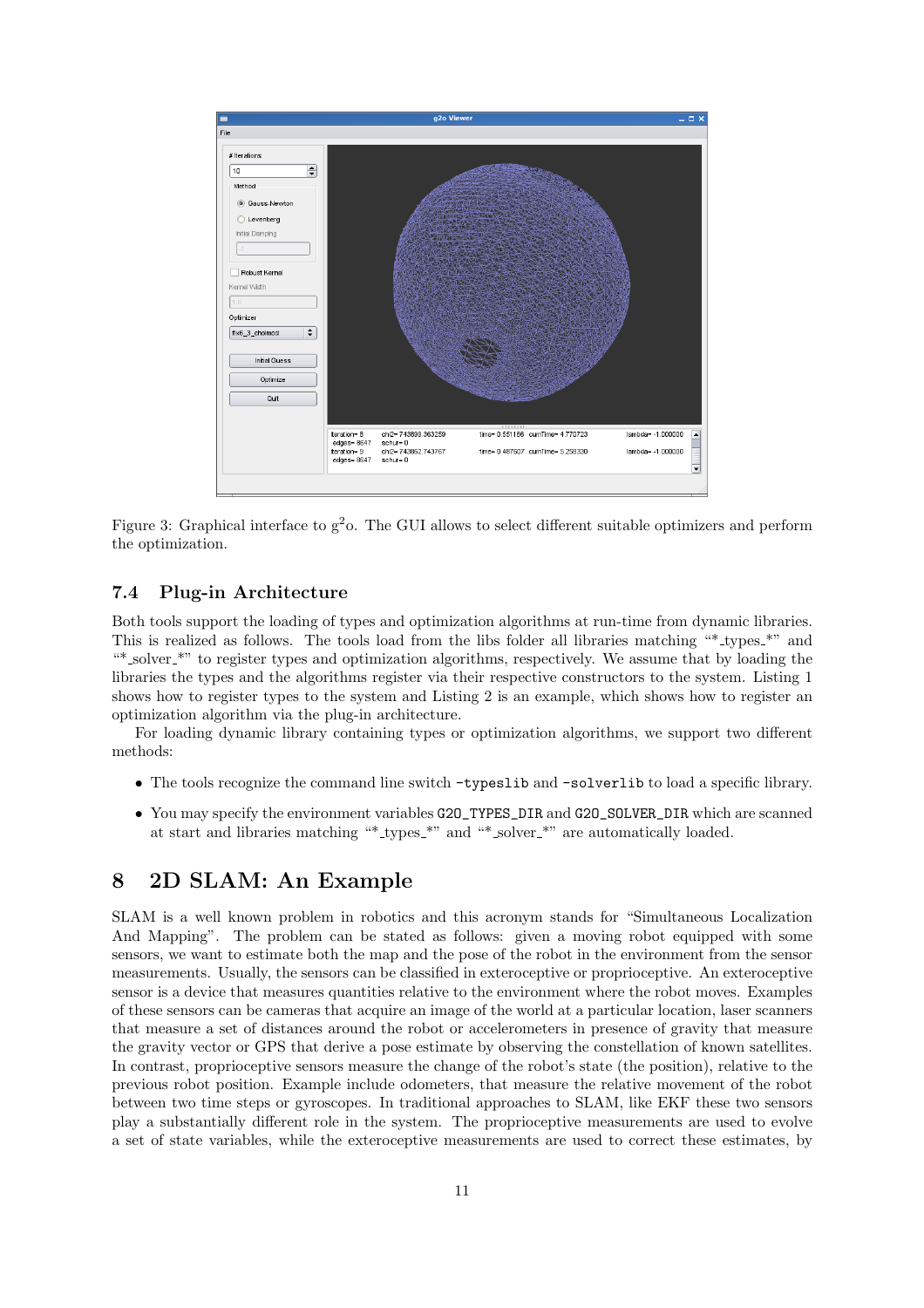Figure 3: Graphical interface to g$^2$o. The GUI allows to select different suitable optimizers and perform the optimization.

### 7.4 Plug-in Architecture

Both tools support the loading of types and optimization algorithms at run-time from dynamic libraries. This is realized as follows. The tools load from the libs folder all libraries matching "*_types_*" and "*_solver_*" to register types and optimization algorithms, respectively. We assume that by loading the libraries the types and the algorithms register via their respective constructors to the system. Listing 1 shows how to register types to the system and Listing 2 is an example, which shows how to register an optimization algorithm via the plug-in architecture.

For loading dynamic library containing types or optimization algorithms, we support two different methods:

- The tools recognize the command line switch `-typeslib` and `-solverlib` to load a specific library.
- You may specify the environment variables `G2O_TYPES_DIR` and `G2O_SOLVER_DIR` which are scanned at start and libraries matching "*_types_*" and "*_solver_*" are automatically loaded.

## 8 2D SLAM: An Example

SLAM is a well known problem in robotics and this acronym stands for "Simultaneous Localization And Mapping". The problem can be stated as follows: given a moving robot equipped with some sensors, we want to estimate both the map and the pose of the robot in the environment from the sensor measurements. Usually, the sensors can be classified in exteroceptive or proprioceptive. An exteroceptive sensor is a device that measures quantities relative to the environment where the robot moves. Examples of these sensors can be cameras that acquire an image of the world at a particular location, laser scanners that measure a set of distances around the robot or accelerometers in presence of gravity that measure the gravity vector or GPS that derive a pose estimate by observing the constellation of known satellites. In contrast, proprioceptive sensors measure the change of the robot's state (the position), relative to the previous robot position. Example include odometers, that measure the relative movement of the robot between two time steps or gyroscopes. In traditional approaches to SLAM, like EKF these two sensors play a substantially different role in the system. The proprioceptive measurements are used to evolve a set of state variables, while the exteroceptive measurements are used to correct these estimates, by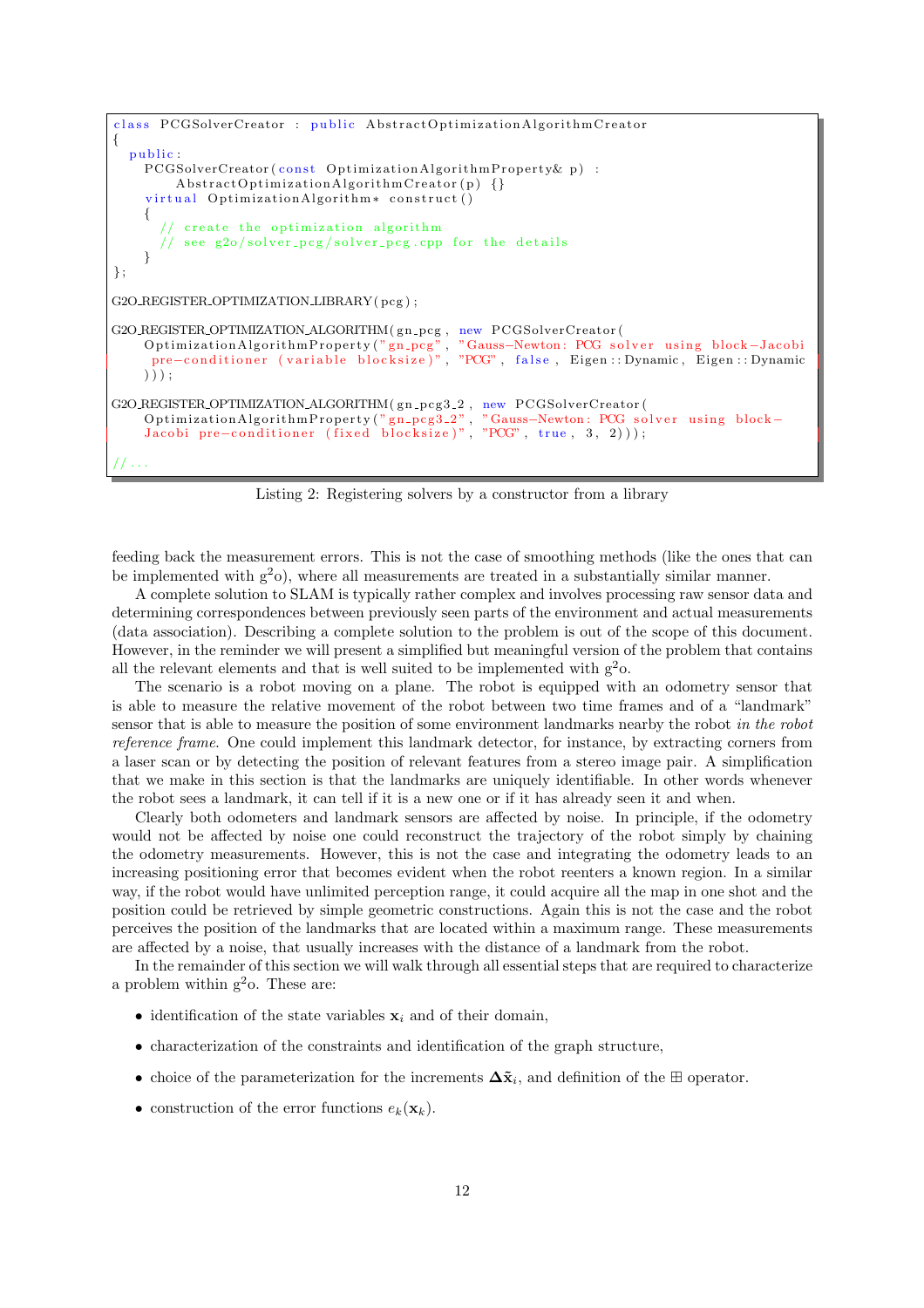```cpp
class PCGSolverCreator : public AbstractOptimizationAlgorithmCreator
{
  public:
    PCGSolverCreator(const OptimizationAlgorithmProperty& p) :
        AbstractOptimizationAlgorithmCreator(p) {}
    virtual OptimizationAlgorithm* construct()
    {
      // create the optimization algorithm
      // see g2o/solver_pcg/solver_pcg.cpp for the details
    }
};

G2O_REGISTER_OPTIMIZATION_LIBRARY(pcg);

G2O_REGISTER_OPTIMIZATION_ALGORITHM(gn_pcg, new PCGSolverCreator(
    OptimizationAlgorithmProperty("gn_pcg", "Gauss-Newton: PCG solver using block-Jacobi
     pre-conditioner (variable blocksize)", "PCG", false, Eigen::Dynamic, Eigen::Dynamic
    )));

G2O_REGISTER_OPTIMIZATION_ALGORITHM(gn_pcg3_2, new PCGSolverCreator(
    OptimizationAlgorithmProperty("gn_pcg3_2", "Gauss-Newton: PCG solver using block-
    Jacobi pre-conditioner (fixed blocksize)", "PCG", true, 3, 2)));

// ...
```

Listing 2: Registering solvers by a constructor from a library

feeding back the measurement errors. This is not the case of smoothing methods (like the ones that can be implemented with g$^2$o), where all measurements are treated in a substantially similar manner.

A complete solution to SLAM is typically rather complex and involves processing raw sensor data and determining correspondences between previously seen parts of the environment and actual measurements (data association). Describing a complete solution to the problem is out of the scope of this document. However, in the reminder we will present a simplified but meaningful version of the problem that contains all the relevant elements and that is well suited to be implemented with g$^2$o.

The scenario is a robot moving on a plane. The robot is equipped with an odometry sensor that is able to measure the relative movement of the robot between two time frames and of a "landmark" sensor that is able to measure the position of some environment landmarks nearby the robot *in the robot reference frame*. One could implement this landmark detector, for instance, by extracting corners from a laser scan or by detecting the position of relevant features from a stereo image pair. A simplification that we make in this section is that the landmarks are uniquely identifiable. In other words whenever the robot sees a landmark, it can tell if it is a new one or if it has already seen it and when.

Clearly both odometers and landmark sensors are affected by noise. In principle, if the odometry would not be affected by noise one could reconstruct the trajectory of the robot simply by chaining the odometry measurements. However, this is not the case and integrating the odometry leads to an increasing positioning error that becomes evident when the robot reenters a known region. In a similar way, if the robot would have unlimited perception range, it could acquire all the map in one shot and the position could be retrieved by simple geometric constructions. Again this is not the case and the robot perceives the position of the landmarks that are located within a maximum range. These measurements are affected by a noise, that usually increases with the distance of a landmark from the robot.

In the remainder of this section we will walk through all essential steps that are required to characterize a problem within g$^2$o. These are:

- identification of the state variables $\mathbf{x}_i$ and of their domain,
- characterization of the constraints and identification of the graph structure,
- choice of the parameterization for the increments $\mathbf{\Delta}\tilde{\mathbf{x}}_i$, and definition of the $\boxplus$ operator.
- construction of the error functions $e_k(\mathbf{x}_k)$.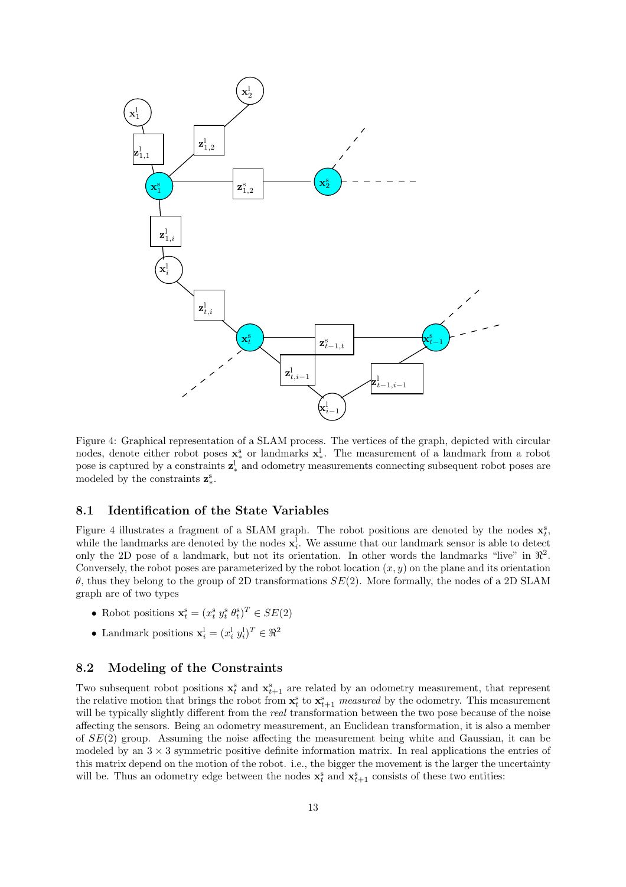Figure 4: Graphical representation of a SLAM process. The vertices of the graph, depicted with circular nodes, denote either robot poses $\mathbf{x}^{\mathrm{s}}_{*}$ or landmarks $\mathbf{x}^{\mathrm{l}}_{*}$. The measurement of a landmark from a robot pose is captured by a constraints $\mathbf{z}^{\mathrm{l}}_{*}$ and odometry measurements connecting subsequent robot poses are modeled by the constraints $\mathbf{z}^{\mathrm{s}}_{*}$.

### 8.1 Identification of the State Variables

Figure 4 illustrates a fragment of a SLAM graph. The robot positions are denoted by the nodes $\mathbf{x}^{\mathrm{s}}_{t}$, while the landmarks are denoted by the nodes $\mathbf{x}^{\mathrm{l}}_{i}$. We assume that our landmark sensor is able to detect only the 2D pose of a landmark, but not its orientation. In other words the landmarks "live" in $\Re^2$. Conversely, the robot poses are parameterized by the robot location $(x, y)$ on the plane and its orientation $\theta$, thus they belong to the group of 2D transformations $SE(2)$. More formally, the nodes of a 2D SLAM graph are of two types

- Robot positions $\mathbf{x}^{\mathrm{s}}_{t} = (x^{\mathrm{s}}_{t}\ y^{\mathrm{s}}_{t}\ \theta^{\mathrm{s}}_{t})^T \in SE(2)$
- Landmark positions $\mathbf{x}^{\mathrm{l}}_{i} = (x^{\mathrm{l}}_{i}\ y^{\mathrm{l}}_{i})^T \in \Re^2$

### 8.2 Modeling of the Constraints

Two subsequent robot positions $\mathbf{x}^{\mathrm{s}}_{t}$ and $\mathbf{x}^{\mathrm{s}}_{t+1}$ are related by an odometry measurement, that represent the relative motion that brings the robot from $\mathbf{x}^{\mathrm{s}}_{t}$ to $\mathbf{x}^{\mathrm{s}}_{t+1}$ *measured* by the odometry. This measurement will be typically slightly different from the *real* transformation between the two pose because of the noise affecting the sensors. Being an odometry measurement, an Euclidean transformation, it is also a member of $SE(2)$ group. Assuming the noise affecting the measurement being white and Gaussian, it can be modeled by an $3 \times 3$ symmetric positive definite information matrix. In real applications the entries of this matrix depend on the motion of the robot. i.e., the bigger the movement is the larger the uncertainty will be. Thus an odometry edge between the nodes $\mathbf{x}^{\mathrm{s}}_{t}$ and $\mathbf{x}^{\mathrm{s}}_{t+1}$ consists of these two entities: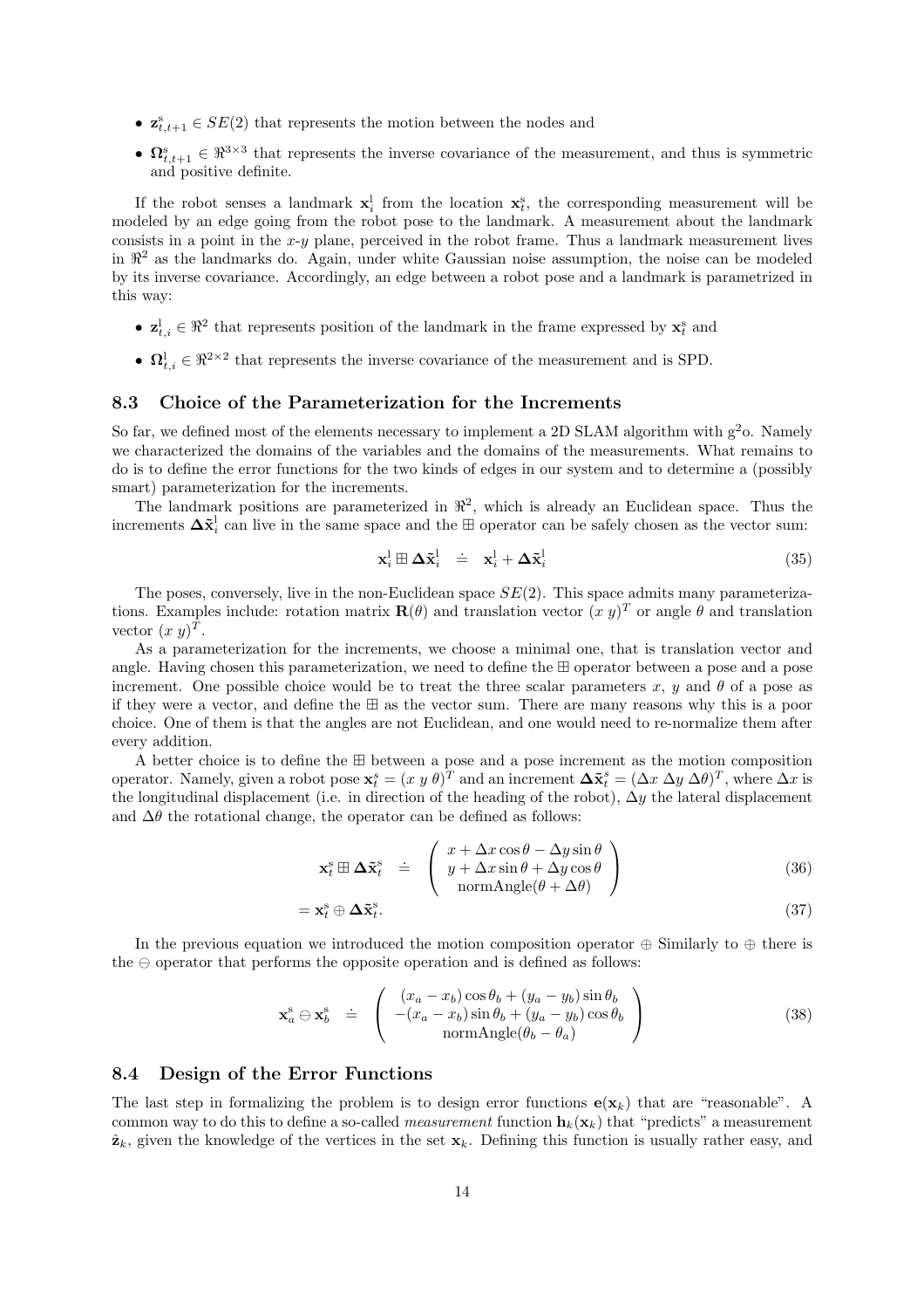- $\mathbf{z}^{\mathrm{s}}_{t,t+1} \in SE(2)$ that represents the motion between the nodes and
- $\mathbf{\Omega}^{\mathrm{s}}_{t,t+1} \in \Re^{3\times 3}$ that represents the inverse covariance of the measurement, and thus is symmetric and positive definite.

If the robot senses a landmark $\mathbf{x}^{\mathrm{l}}_i$ from the location $\mathbf{x}^{\mathrm{s}}_t$, the corresponding measurement will be modeled by an edge going from the robot pose to the landmark. A measurement about the landmark consists in a point in the $x$-$y$ plane, perceived in the robot frame. Thus a landmark measurement lives in $\Re^2$ as the landmarks do. Again, under white Gaussian noise assumption, the noise can be modeled by its inverse covariance. Accordingly, an edge between a robot pose and a landmark is parametrized in this way:

- $\mathbf{z}^{\mathrm{l}}_{t,i} \in \Re^2$ that represents position of the landmark in the frame expressed by $\mathbf{x}^{\mathrm{s}}_t$ and
- $\mathbf{\Omega}^{\mathrm{l}}_{t,i} \in \Re^{2\times 2}$ that represents the inverse covariance of the measurement and is SPD.

### 8.3 Choice of the Parameterization for the Increments

So far, we defined most of the elements necessary to implement a 2D SLAM algorithm with g$^2$o. Namely we characterized the domains of the variables and the domains of the measurements. What remains to do is to define the error functions for the two kinds of edges in our system and to determine a (possibly smart) parameterization for the increments.

The landmark positions are parameterized in $\Re^2$, which is already an Euclidean space. Thus the increments $\mathbf{\Delta}\tilde{\mathbf{x}}^{\mathrm{l}}_i$ can live in the same space and the $\boxplus$ operator can be safely chosen as the vector sum:

$$\mathbf{x}^{\mathrm{l}}_i \boxplus \mathbf{\Delta}\tilde{\mathbf{x}}^{\mathrm{l}}_i \doteq \mathbf{x}^{\mathrm{l}}_i + \mathbf{\Delta}\tilde{\mathbf{x}}^{\mathrm{l}}_i \tag{35}$$

The poses, conversely, live in the non-Euclidean space $SE(2)$. This space admits many parameterizations. Examples include: rotation matrix $\mathbf{R}(\theta)$ and translation vector $(x\ y)^T$ or angle $\theta$ and translation vector $(x\ y)^T$.

As a parameterization for the increments, we choose a minimal one, that is translation vector and angle. Having chosen this parameterization, we need to define the $\boxplus$ operator between a pose and a pose increment. One possible choice would be to treat the three scalar parameters $x$, $y$ and $\theta$ of a pose as if they were a vector, and define the $\boxplus$ as the vector sum. There are many reasons why this is a poor choice. One of them is that the angles are not Euclidean, and one would need to re-normalize them after every addition.

A better choice is to define the $\boxplus$ between a pose and a pose increment as the motion composition operator. Namely, given a robot pose $\mathbf{x}^s_t = (x\ y\ \theta)^T$ and an increment $\mathbf{\Delta}\tilde{\mathbf{x}}^s_t = (\Delta x\ \Delta y\ \Delta\theta)^T$, where $\Delta x$ is the longitudinal displacement (i.e. in direction of the heading of the robot), $\Delta y$ the lateral displacement and $\Delta\theta$ the rotational change, the operator can be defined as follows:

$$\mathbf{x}^{\mathrm{s}}_t \boxplus \mathbf{\Delta}\tilde{\mathbf{x}}^{\mathrm{s}}_t \doteq \begin{pmatrix} x + \Delta x\cos\theta - \Delta y \sin\theta \\ y + \Delta x \sin\theta + \Delta y \cos\theta \\ \mathrm{normAngle}(\theta + \Delta\theta) \end{pmatrix} \tag{36}$$

$$= \mathbf{x}^{\mathrm{s}}_t \oplus \mathbf{\Delta}\tilde{\mathbf{x}}^{\mathrm{s}}_t. \tag{37}$$

In the previous equation we introduced the motion composition operator $\oplus$ Similarly to $\oplus$ there is the $\ominus$ operator that performs the opposite operation and is defined as follows:

$$\mathbf{x}^{\mathrm{s}}_a \ominus \mathbf{x}^{\mathrm{s}}_b \doteq \begin{pmatrix} (x_a - x_b)\cos\theta_b + (y_a - y_b)\sin\theta_b \\ -(x_a - x_b)\sin\theta_b + (y_a - y_b)\cos\theta_b \\ \mathrm{normAngle}(\theta_b - \theta_a) \end{pmatrix} \tag{38}$$

### 8.4 Design of the Error Functions

The last step in formalizing the problem is to design error functions $\mathbf{e}(\mathbf{x}_k)$ that are "reasonable". A common way to do this to define a so-called *measurement* function $\mathbf{h}_k(\mathbf{x}_k)$ that "predicts" a measurement $\hat{\mathbf{z}}_k$, given the knowledge of the vertices in the set $\mathbf{x}_k$. Defining this function is usually rather easy, and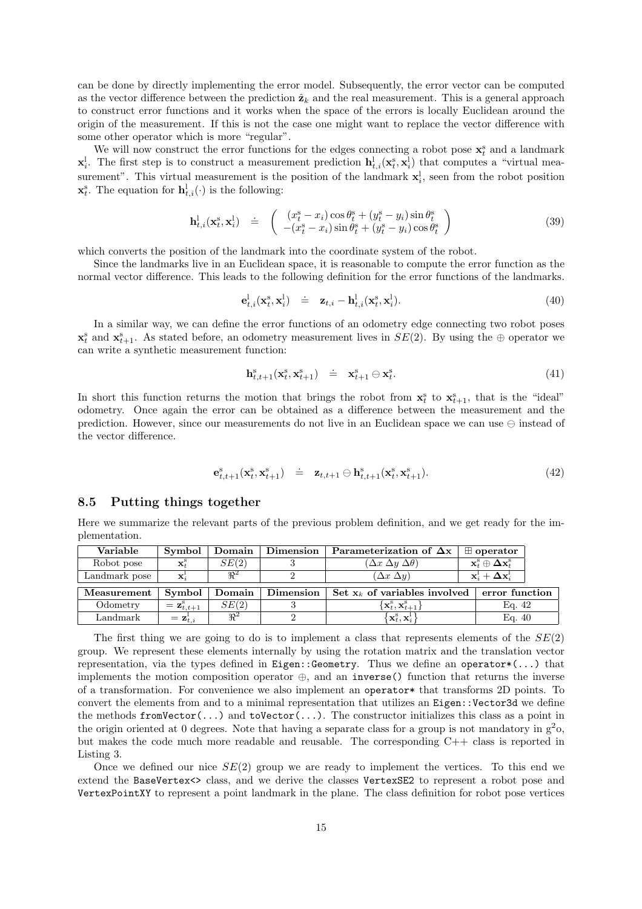can be done by directly implementing the error model. Subsequently, the error vector can be computed as the vector difference between the prediction $\hat{\mathbf{z}}_k$ and the real measurement. This is a general approach to construct error functions and it works when the space of the errors is locally Euclidean around the origin of the measurement. If this is not the case one might want to replace the vector difference with some other operator which is more "regular".

We will now construct the error functions for the edges connecting a robot pose $\mathbf{x}^{\text{s}}_t$ and a landmark $\mathbf{x}^{\text{l}}_i$. The first step is to construct a measurement prediction $\mathbf{h}^{\text{l}}_{t,i}(\mathbf{x}^{\text{s}}_t, \mathbf{x}^{\text{l}}_i)$ that computes a "virtual measurement". This virtual measurement is the position of the landmark $\mathbf{x}^{\text{l}}_i$, seen from the robot position $\mathbf{x}^{\text{s}}_t$. The equation for $\mathbf{h}^{\text{l}}_{t,i}(\cdot)$ is the following:

$$\mathbf{h}^{\text{l}}_{t,i}(\mathbf{x}^{\text{s}}, \mathbf{x}^{\text{l}}_i) \doteq \begin{pmatrix} (x^{\text{s}}_t - x_i)\cos\theta^{\text{s}}_t + (y^{\text{s}}_t - y_i)\sin\theta^{\text{s}}_t \\ -(x^{\text{s}}_t - x_i)\sin\theta^{\text{s}}_t + (y^{\text{s}}_t - y_i)\cos\theta^{\text{s}}_t \end{pmatrix} \tag{39}$$

which converts the position of the landmark into the coordinate system of the robot.

Since the landmarks live in an Euclidean space, it is reasonable to compute the error function as the normal vector difference. This leads to the following definition for the error functions of the landmarks.

$$\mathbf{e}^{\text{l}}_{t,i}(\mathbf{x}^{\text{s}}_t, \mathbf{x}^{\text{l}}_i) \doteq \mathbf{z}_{t,i} - \mathbf{h}^{\text{l}}_{t,i}(\mathbf{x}^{\text{s}}_t, \mathbf{x}^{\text{l}}_i). \tag{40}$$

In a similar way, we can define the error functions of an odometry edge connecting two robot poses $\mathbf{x}^{\text{s}}_t$ and $\mathbf{x}^{\text{s}}_{t+1}$. As stated before, an odometry measurement lives in $SE(2)$. By using the $\oplus$ operator we can write a synthetic measurement function:

$$\mathbf{h}^{\text{s}}_{t,t+1}(\mathbf{x}^{\text{s}}_t, \mathbf{x}^{\text{s}}_{t+1}) \doteq \mathbf{x}^{\text{s}}_{t+1} \ominus \mathbf{x}^{\text{s}}_t. \tag{41}$$

In short this function returns the motion that brings the robot from $\mathbf{x}^{\text{s}}_t$ to $\mathbf{x}^{\text{s}}_{t+1}$, that is the "ideal" odometry. Once again the error can be obtained as a difference between the measurement and the prediction. However, since our measurements do not live in an Euclidean space we can use $\ominus$ instead of the vector difference.

$$\mathbf{e}^{\text{s}}_{t,t+1}(\mathbf{x}^{\text{s}}_t, \mathbf{x}^{\text{s}}_{t+1}) \doteq \mathbf{z}_{t,t+1} \ominus \mathbf{h}^{\text{s}}_{t,t+1}(\mathbf{x}^{\text{s}}_t, \mathbf{x}^{\text{s}}_{t+1}). \tag{42}$$

### 8.5 Putting things together

Here we summarize the relevant parts of the previous problem definition, and we get ready for the implementation.

| Variable | Symbol | Domain | Dimension | Parameterization of $\mathbf{\Delta x}$ | $\boxplus$ operator |
|---|---|---|---|---|---|
| Robot pose | $\mathbf{x}^{\text{s}}_t$ | $SE(2)$ | 3 | $(\Delta x\ \Delta y\ \Delta\theta)$ | $\mathbf{x}^{\text{s}}_t \oplus \mathbf{\Delta x}^{\text{s}}_t$ |
| Landmark pose | $\mathbf{x}^{\text{l}}_i$ | $\Re^2$ | 2 | $(\Delta x\ \Delta y)$ | $\mathbf{x}^{\text{l}}_i + \mathbf{\Delta x}^{\text{l}}_i$ |

| Measurement | Symbol | Domain | Dimension | Set $\mathbf{x}_k$ of variables involved | error function |
|---|---|---|---|---|---|
| Odometry | $= \mathbf{z}^{\text{s}}_{t,t+1}$ | $SE(2)$ | 3 | $\{\mathbf{x}^{\text{s}}_t, \mathbf{x}^{\text{s}}_{t+1}\}$ | Eq. 42 |
| Landmark | $= \mathbf{z}^{\text{l}}_{t,i}$ | $\Re^2$ | 2 | $\{\mathbf{x}^{\text{s}}_t, \mathbf{x}^{\text{l}}_i\}$ | Eq. 40 |

The first thing we are going to do is to implement a class that represents elements of the $SE(2)$ group. We represent these elements internally by using the rotation matrix and the translation vector representation, via the types defined in `Eigen::Geometry`. Thus we define an `operator*(...)` that implements the motion composition operator $\oplus$, and an `inverse()` function that returns the inverse of a transformation. For convenience we also implement an `operator*` that transforms 2D points. To convert the elements from and to a minimal representation that utilizes an `Eigen::Vector3d` we define the methods `fromVector(...)` and `toVector(...)`. The constructor initializes this class as a point in the origin oriented at 0 degrees. Note that having a separate class for a group is not mandatory in g$^2$o, but makes the code much more readable and reusable. The corresponding C++ class is reported in Listing 3.

Once we defined our nice $SE(2)$ group we are ready to implement the vertices. To this end we extend the `BaseVertex<>` class, and we derive the classes `VertexSE2` to represent a robot pose and `VertexPointXY` to represent a point landmark in the plane. The class definition for robot pose vertices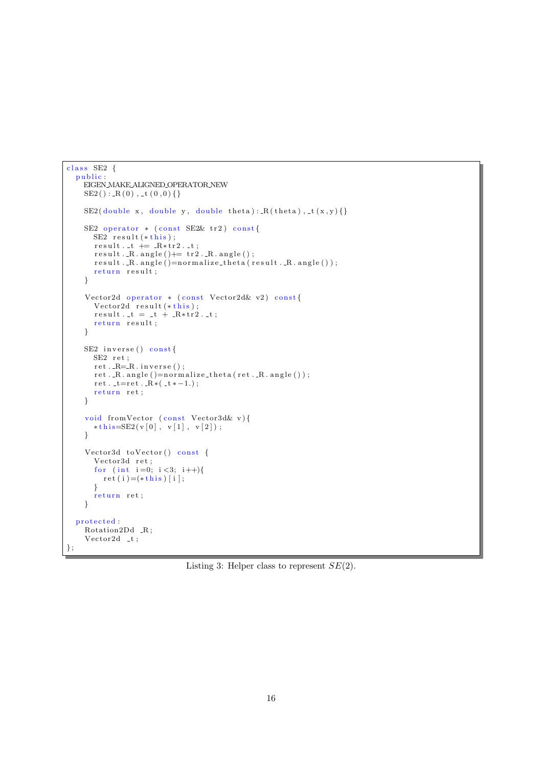```
class SE2 {
  public:
    EIGEN_MAKE_ALIGNED_OPERATOR_NEW
    SE2():_R(0),_t(0,0){}

    SE2(double x, double y, double theta):_R(theta),_t(x,y){}

    SE2 operator * (const SE2& tr2) const{
      SE2 result(*this);
      result._t += _R*tr2._t;
      result._R.angle()+= tr2._R.angle();
      result._R.angle()=normalize_theta(result._R.angle());
      return result;
    }

    Vector2d operator * (const Vector2d& v2) const{
      Vector2d result(*this);
      result._t = _t + _R*tr2._t;
      return result;
    }

    SE2 inverse() const{
      SE2 ret;
      ret._R=_R.inverse();
      ret._R.angle()=normalize_theta(ret._R.angle());
      ret._t=ret._R*(_t*-1.);
      return ret;
    }

    void fromVector (const Vector3d& v){
      *this=SE2(v[0], v[1], v[2]);
    }

    Vector3d toVector() const {
      Vector3d ret;
      for (int i=0; i<3; i++){
        ret(i)=(*this)[i];
      }
      return ret;
    }

  protected:
    Rotation2Dd _R;
    Vector2d _t;
};
```

Listing 3: Helper class to represent $SE(2)$.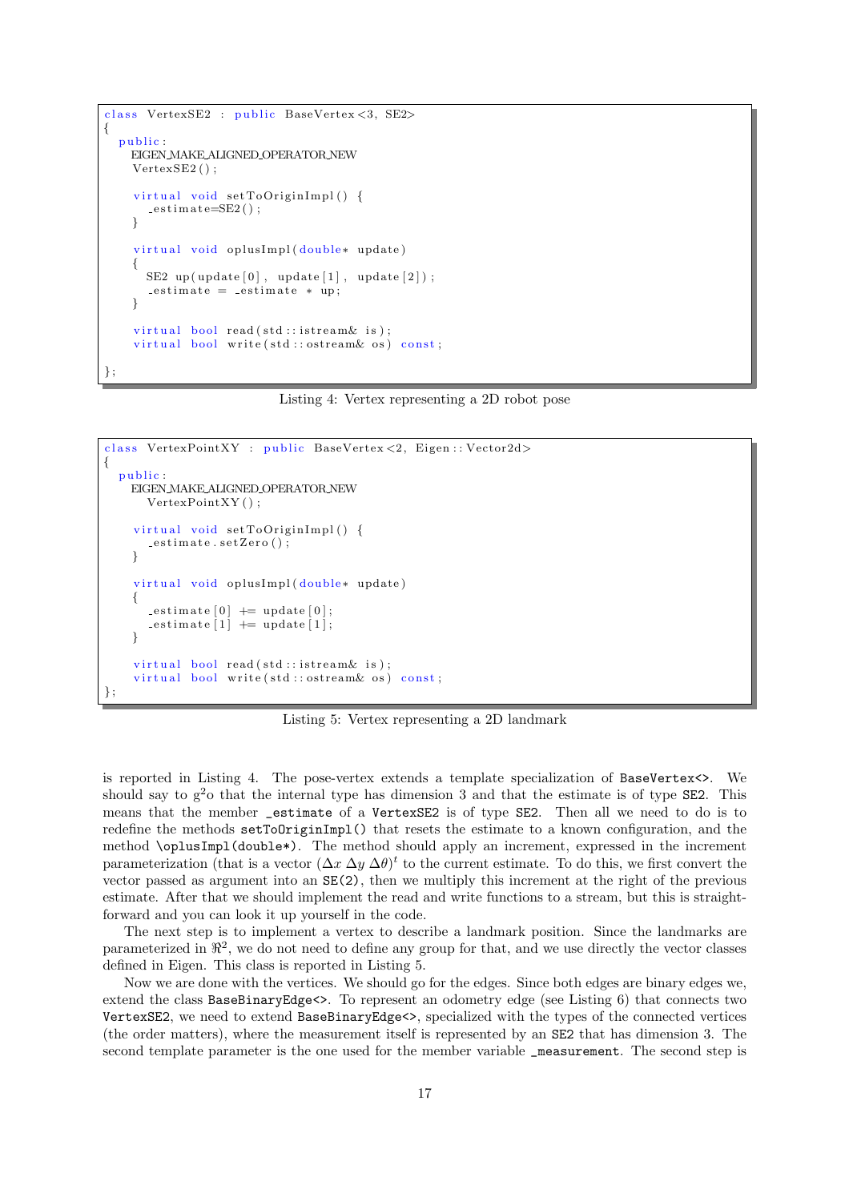```cpp
class VertexSE2 : public BaseVertex<3, SE2>
{
  public:
    EIGEN_MAKE_ALIGNED_OPERATOR_NEW
    VertexSE2();

    virtual void setToOriginImpl() {
      _estimate=SE2();
    }

    virtual void oplusImpl(double* update)
    {
      SE2 up(update[0], update[1], update[2]);
      _estimate = _estimate * up;
    }

    virtual bool read(std::istream& is);
    virtual bool write(std::ostream& os) const;

};
```

Listing 4: Vertex representing a 2D robot pose

```cpp
class VertexPointXY : public BaseVertex<2, Eigen::Vector2d>
{
  public:
    EIGEN_MAKE_ALIGNED_OPERATOR_NEW
      VertexPointXY();

    virtual void setToOriginImpl() {
      _estimate.setZero();
    }

    virtual void oplusImpl(double* update)
    {
      _estimate[0] += update[0];
      _estimate[1] += update[1];
    }

    virtual bool read(std::istream& is);
    virtual bool write(std::ostream& os) const;
};
```

Listing 5: Vertex representing a 2D landmark

is reported in Listing 4. The pose-vertex extends a template specialization of `BaseVertex<>`. We should say to g$^2$o that the internal type has dimension 3 and that the estimate is of type `SE2`. This means that the member `_estimate` of a `VertexSE2` is of type `SE2`. Then all we need to do is to redefine the methods `setToOriginImpl()` that resets the estimate to a known configuration, and the method `\oplusImpl(double*)`. The method should apply an increment, expressed in the increment parameterization (that is a vector $(\Delta x \; \Delta y \; \Delta\theta)^t$ to the current estimate. To do this, we first convert the vector passed as argument into an `SE(2)`, then we multiply this increment at the right of the previous estimate. After that we should implement the read and write functions to a stream, but this is straightforward and you can look it up yourself in the code.

The next step is to implement a vertex to describe a landmark position. Since the landmarks are parameterized in $\Re^2$, we do not need to define any group for that, and we use directly the vector classes defined in Eigen. This class is reported in Listing 5.

Now we are done with the vertices. We should go for the edges. Since both edges are binary edges we, extend the class `BaseBinaryEdge<>`. To represent an odometry edge (see Listing 6) that connects two `VertexSE2`, we need to extend `BaseBinaryEdge<>`, specialized with the types of the connected vertices (the order matters), where the measurement itself is represented by an `SE2` that has dimension 3. The second template parameter is the one used for the member variable `_measurement`. The second step is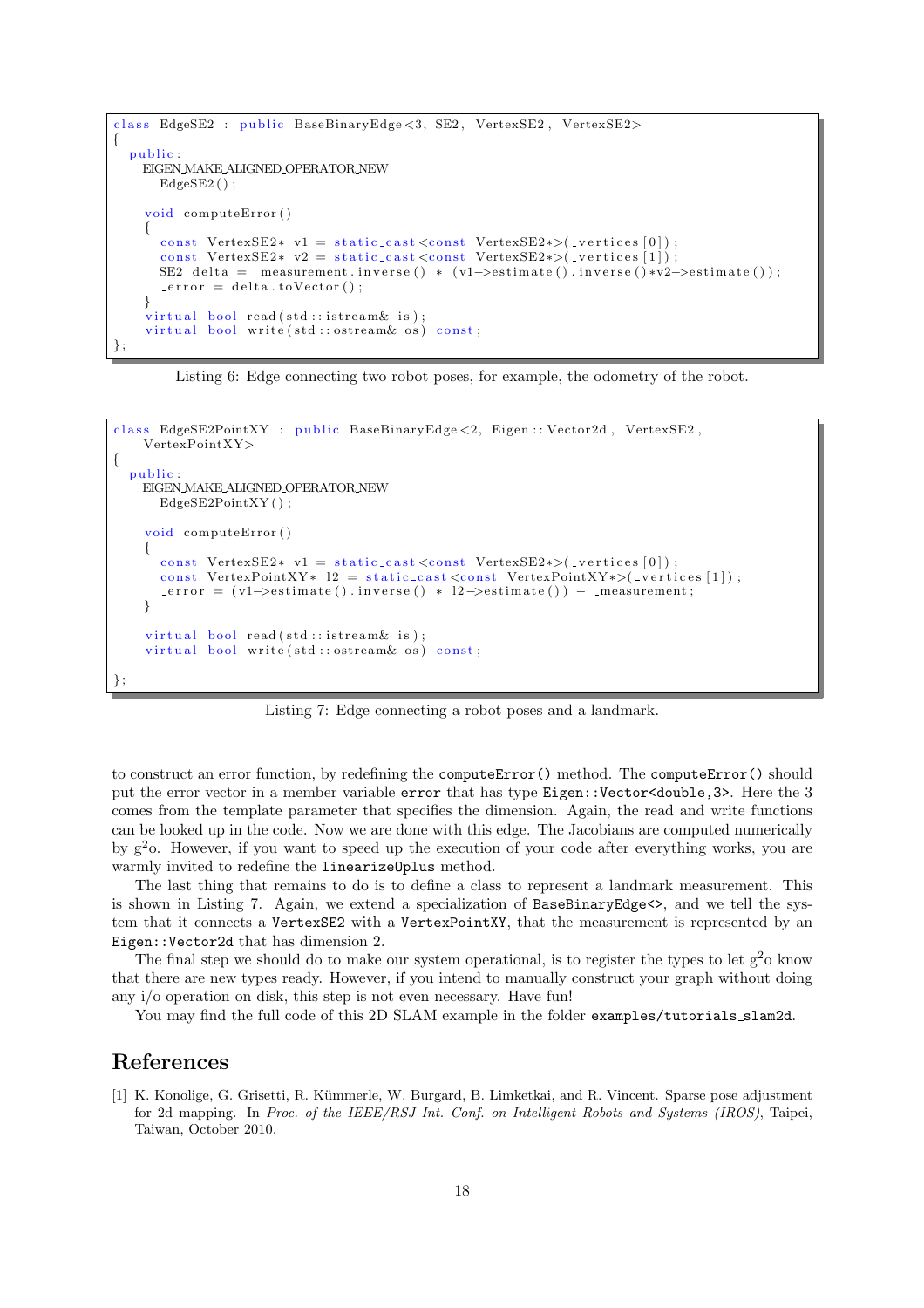```
class EdgeSE2 : public BaseBinaryEdge<3, SE2, VertexSE2, VertexSE2>
{
  public:
    EIGEN_MAKE_ALIGNED_OPERATOR_NEW
      EdgeSE2();

    void computeError()
    {
      const VertexSE2* v1 = static_cast<const VertexSE2*>(_vertices[0]);
      const VertexSE2* v2 = static_cast<const VertexSE2*>(_vertices[1]);
      SE2 delta = _measurement.inverse() * (v1->estimate().inverse()*v2->estimate());
      _error = delta.toVector();
    }
    virtual bool read(std::istream& is);
    virtual bool write(std::ostream& os) const;
};
```

Listing 6: Edge connecting two robot poses, for example, the odometry of the robot.

```
class EdgeSE2PointXY : public BaseBinaryEdge<2, Eigen::Vector2d, VertexSE2,
    VertexPointXY>
{
  public:
    EIGEN_MAKE_ALIGNED_OPERATOR_NEW
      EdgeSE2PointXY();

    void computeError()
    {
      const VertexSE2* v1 = static_cast<const VertexSE2*>(_vertices[0]);
      const VertexPointXY* l2 = static_cast<const VertexPointXY*>(_vertices[1]);
      _error = (v1->estimate().inverse() * l2->estimate()) - _measurement;
    }

    virtual bool read(std::istream& is);
    virtual bool write(std::ostream& os) const;

};
```

Listing 7: Edge connecting a robot poses and a landmark.

to construct an error function, by redefining the `computeError()` method. The `computeError()` should put the error vector in a member variable `error` that has type `Eigen::Vector<double,3>`. Here the 3 comes from the template parameter that specifies the dimension. Again, the read and write functions can be looked up in the code. Now we are done with this edge. The Jacobians are computed numerically by g$^2$o. However, if you want to speed up the execution of your code after everything works, you are warmly invited to redefine the `linearizeOplus` method.

The last thing that remains to do is to define a class to represent a landmark measurement. This is shown in Listing 7. Again, we extend a specialization of `BaseBinaryEdge<>`, and we tell the system that it connects a `VertexSE2` with a `VertexPointXY`, that the measurement is represented by an `Eigen::Vector2d` that has dimension 2.

The final step we should do to make our system operational, is to register the types to let g$^2$o know that there are new types ready. However, if you intend to manually construct your graph without doing any i/o operation on disk, this step is not even necessary. Have fun!

You may find the full code of this 2D SLAM example in the folder `examples/tutorials_slam2d`.

# References

[1] K. Konolige, G. Grisetti, R. Kümmerle, W. Burgard, B. Limketkai, and R. Vincent. Sparse pose adjustment for 2d mapping. In *Proc. of the IEEE/RSJ Int. Conf. on Intelligent Robots and Systems (IROS)*, Taipei, Taiwan, October 2010.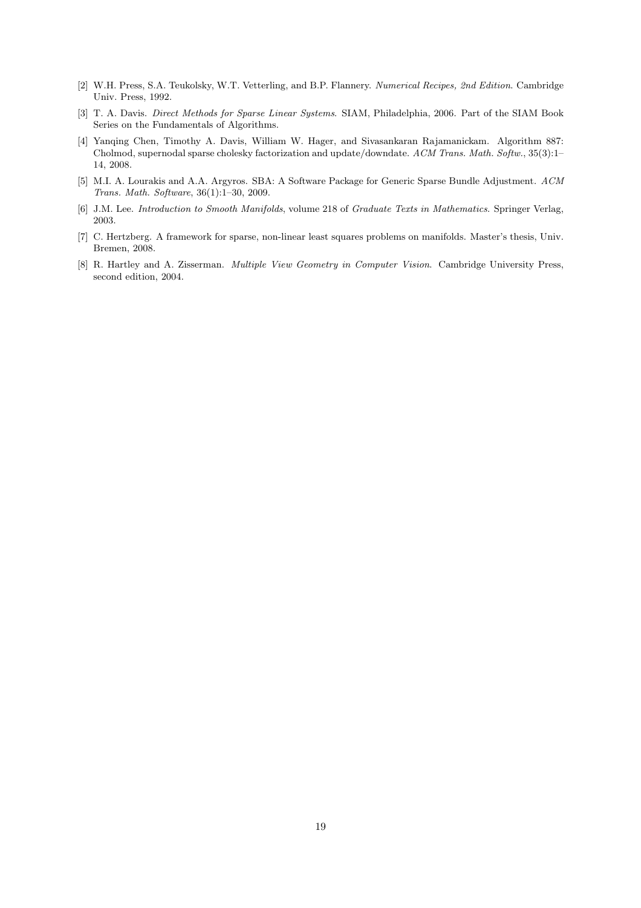[2] W.H. Press, S.A. Teukolsky, W.T. Vetterling, and B.P. Flannery. *Numerical Recipes, 2nd Edition*. Cambridge Univ. Press, 1992.

[3] T. A. Davis. *Direct Methods for Sparse Linear Systems*. SIAM, Philadelphia, 2006. Part of the SIAM Book Series on the Fundamentals of Algorithms.

[4] Yanqing Chen, Timothy A. Davis, William W. Hager, and Sivasankaran Rajamanickam. Algorithm 887: Cholmod, supernodal sparse cholesky factorization and update/downdate. *ACM Trans. Math. Softw.*, 35(3):1–14, 2008.

[5] M.I. A. Lourakis and A.A. Argyros. SBA: A Software Package for Generic Sparse Bundle Adjustment. *ACM Trans. Math. Software*, 36(1):1–30, 2009.

[6] J.M. Lee. *Introduction to Smooth Manifolds*, volume 218 of *Graduate Texts in Mathematics*. Springer Verlag, 2003.

[7] C. Hertzberg. A framework for sparse, non-linear least squares problems on manifolds. Master's thesis, Univ. Bremen, 2008.

[8] R. Hartley and A. Zisserman. *Multiple View Geometry in Computer Vision*. Cambridge University Press, second edition, 2004.